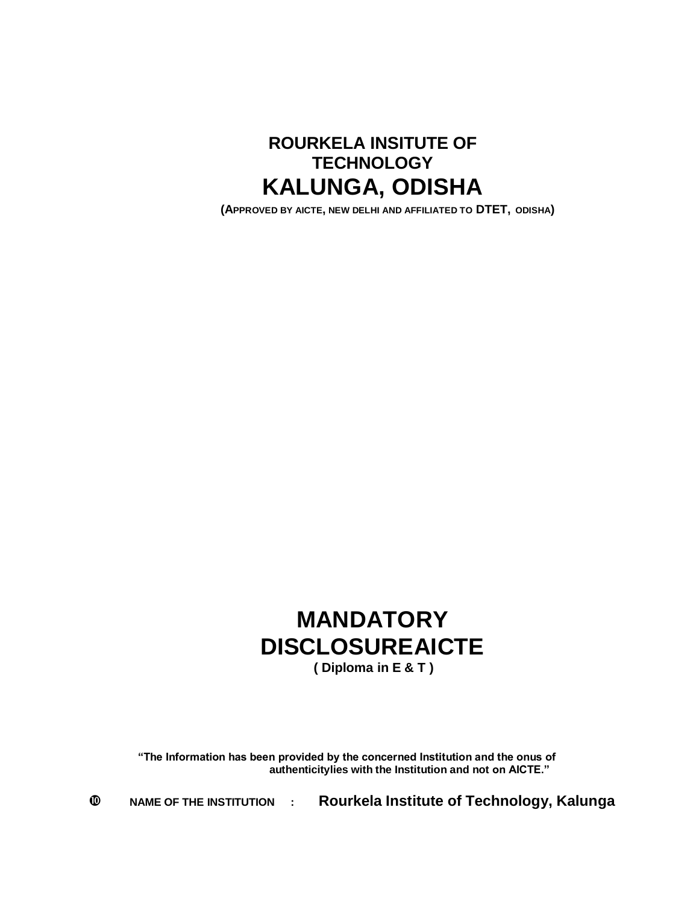# ROURKELA INSITUTE OF TECHNOLOGY

# KALUNGA, ODISHA

**(APPROVED BY AICTE, NEW DELHI AND AFFILIATED TO DTET, ODISHA)**

# MANDATORY DISCLOSUREAICTE

**( Diploma in E & T )**

**“The Information has been provided by the concerned Institution and the onus of authenticitylies with the Institution and not on AICTE.”**

➉ **NAME OF THE INSTITUTION : Rourkela Institute of Technology, Kalunga**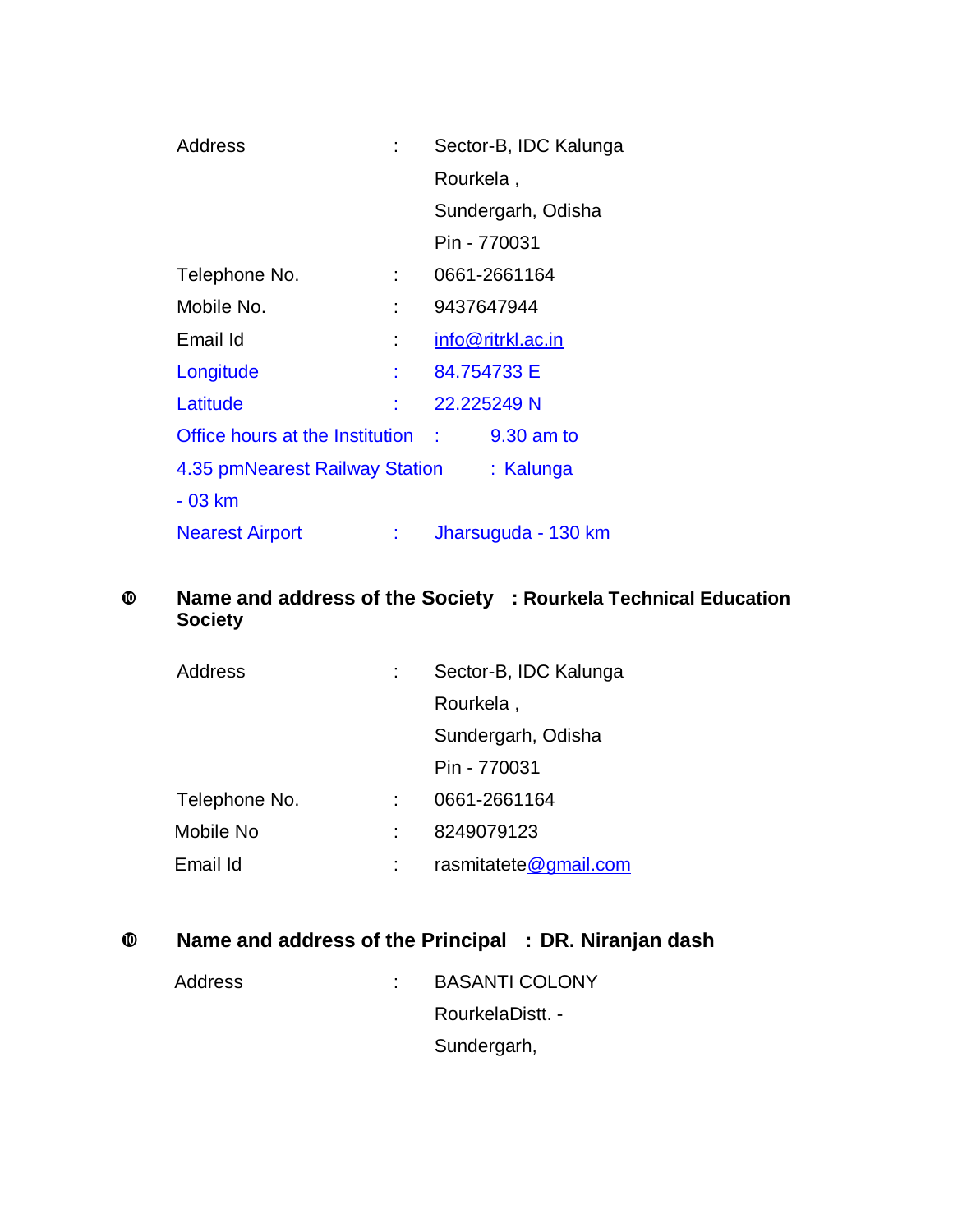| | | |
|---|---|---|
| Address | : | Sector-B, IDC Kalunga<br>Rourkela ,<br>Sundergarh, Odisha<br>Pin - 770031 |
| Telephone No. | : | 0661-2661164 |
| Mobile No. | : | 9437647944 |
| Email Id | : | info@ritrkl.ac.in |
| Longitude | : | 84.754733 E |
| Latitude | : | 22.225249 N |
| Office hours at the Institution | : | 9.30 am to 4.35 pm |
| Nearest Railway Station | : | Kalunga - 03 km |
| Nearest Airport | : | Jharsuguda - 130 km |

⑩ **Name and address of the Society : Rourkela Technical Education Society**

| | | |
|---|---|---|
| Address | : | Sector-B, IDC Kalunga<br>Rourkela ,<br>Sundergarh, Odisha<br>Pin - 770031 |
| Telephone No. | : | 0661-2661164 |
| Mobile No | : | 8249079123 |
| Email Id | : | rasmitatete@gmail.com |

⑩ **Name and address of the Principal : DR. Niranjan dash**

| | | |
|---|---|---|
| Address | : | BASANTI COLONY<br>RourkelaDistt. -<br>Sundergarh, |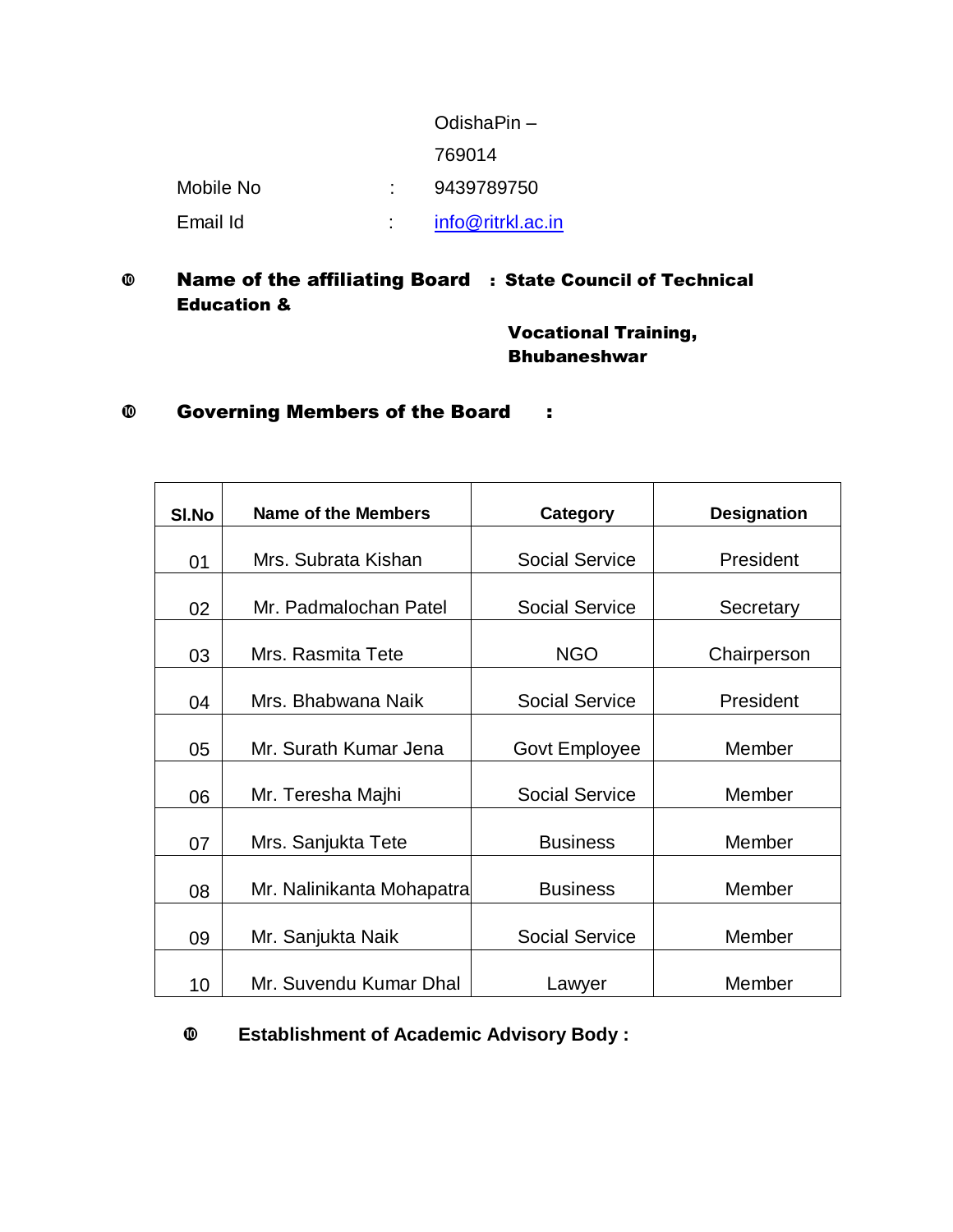OdishaPin – 769014

Mobile No : 9439789750

Email Id : info@ritrkl.ac.in

⑩ **Name of the affiliating Board : State Council of Technical Education & Vocational Training, Bhubaneshwar**

⑩ **Governing Members of the Board :**

| Sl.No | Name of the Members | Category | Designation |
|---|---|---|---|
| 01 | Mrs. Subrata Kishan | Social Service | President |
| 02 | Mr. Padmalochan Patel | Social Service | Secretary |
| 03 | Mrs. Rasmita Tete | NGO | Chairperson |
| 04 | Mrs. Bhabwana Naik | Social Service | President |
| 05 | Mr. Surath Kumar Jena | Govt Employee | Member |
| 06 | Mr. Teresha Majhi | Social Service | Member |
| 07 | Mrs. Sanjukta Tete | Business | Member |
| 08 | Mr. Nalinikanta Mohapatra | Business | Member |
| 09 | Mr. Sanjukta Naik | Social Service | Member |
| 10 | Mr. Suvendu Kumar Dhal | Lawyer | Member |

⑩ **Establishment of Academic Advisory Body :**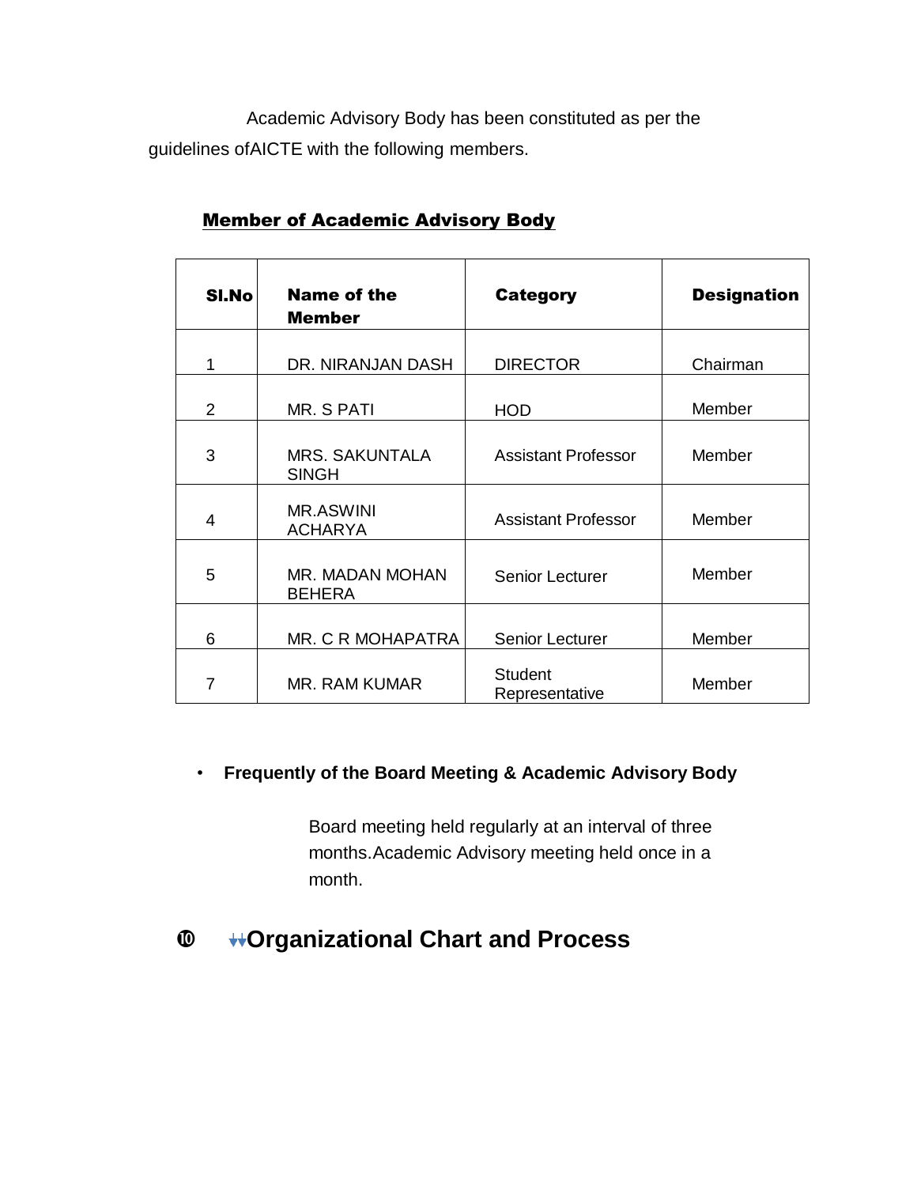Academic Advisory Body has been constituted as per the guidelines ofAICTE with the following members.

**Member of Academic Advisory Body**

| Sl.No | Name of the Member | Category | Designation |
|---|---|---|---|
| 1 | DR. NIRANJAN DASH | DIRECTOR | Chairman |
| 2 | MR. S PATI | HOD | Member |
| 3 | MRS. SAKUNTALA SINGH | Assistant Professor | Member |
| 4 | MR.ASWINI ACHARYA | Assistant Professor | Member |
| 5 | MR. MADAN MOHAN BEHERA | Senior Lecturer | Member |
| 6 | MR. C R MOHAPATRA | Senior Lecturer | Member |
| 7 | MR. RAM KUMAR | Student Representative | Member |

- **Frequently of the Board Meeting & Academic Advisory Body**

  Board meeting held regularly at an interval of three months.Academic Advisory meeting held once in a month.

## ⑩ Organizational Chart and Process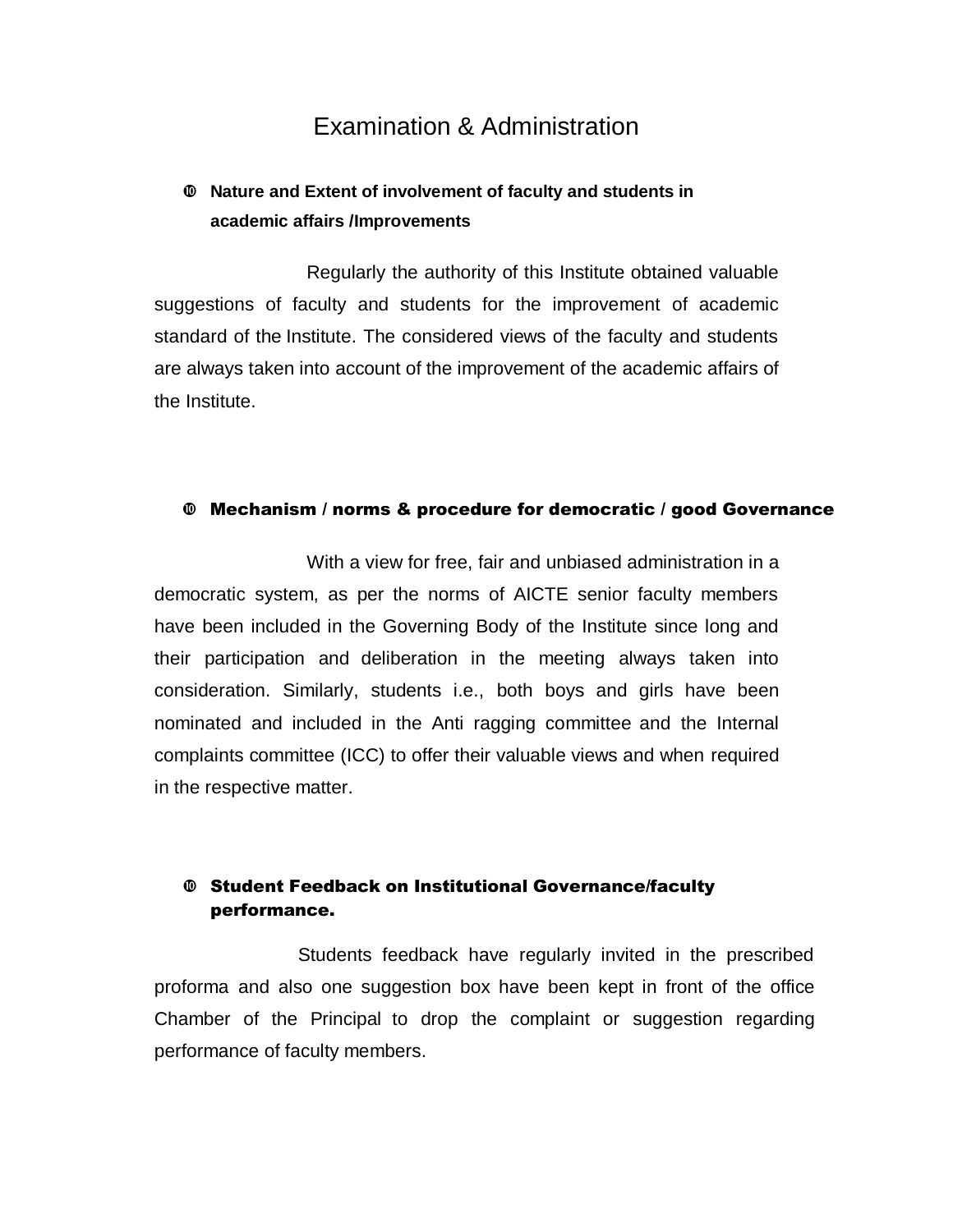# Examination & Administration

- **Nature and Extent of involvement of faculty and students in academic affairs /Improvements**

Regularly the authority of this Institute obtained valuable suggestions of faculty and students for the improvement of academic standard of the Institute. The considered views of the faculty and students are always taken into account of the improvement of the academic affairs of the Institute.

- **Mechanism / norms & procedure for democratic / good Governance**

With a view for free, fair and unbiased administration in a democratic system, as per the norms of AICTE senior faculty members have been included in the Governing Body of the Institute since long and their participation and deliberation in the meeting always taken into consideration. Similarly, students i.e., both boys and girls have been nominated and included in the Anti ragging committee and the Internal complaints committee (ICC) to offer their valuable views and when required in the respective matter.

- **Student Feedback on Institutional Governance/faculty performance.**

Students feedback have regularly invited in the prescribed proforma and also one suggestion box have been kept in front of the office Chamber of the Principal to drop the complaint or suggestion regarding performance of faculty members.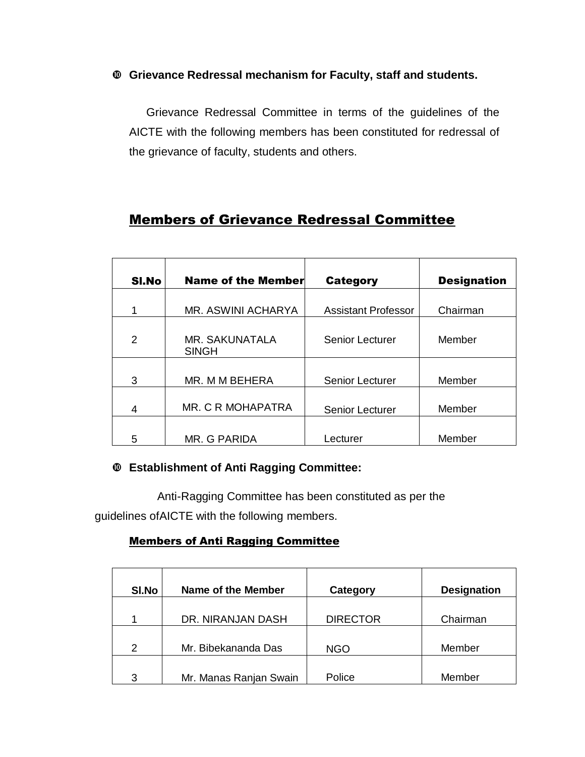➉ **Grievance Redressal mechanism for Faculty, staff and students.**

Grievance Redressal Committee in terms of the guidelines of the AICTE with the following members has been constituted for redressal of the grievance of faculty, students and others.

## Members of Grievance Redressal Committee

| Sl.No | Name of the Member | Category | Designation |
|---|---|---|---|
| 1 | MR. ASWINI ACHARYA | Assistant Professor | Chairman |
| 2 | MR. SAKUNATALA SINGH | Senior Lecturer | Member |
| 3 | MR. M M BEHERA | Senior Lecturer | Member |
| 4 | MR. C R MOHAPATRA | Senior Lecturer | Member |
| 5 | MR. G PARIDA | Lecturer | Member |

➉ **Establishment of Anti Ragging Committee:**

Anti-Ragging Committee has been constituted as per the guidelines ofAICTE with the following members.

### Members of Anti Ragging Committee

| Sl.No | Name of the Member | Category | Designation |
|---|---|---|---|
| 1 | DR. NIRANJAN DASH | DIRECTOR | Chairman |
| 2 | Mr. Bibekananda Das | NGO | Member |
| 3 | Mr. Manas Ranjan Swain | Police | Member |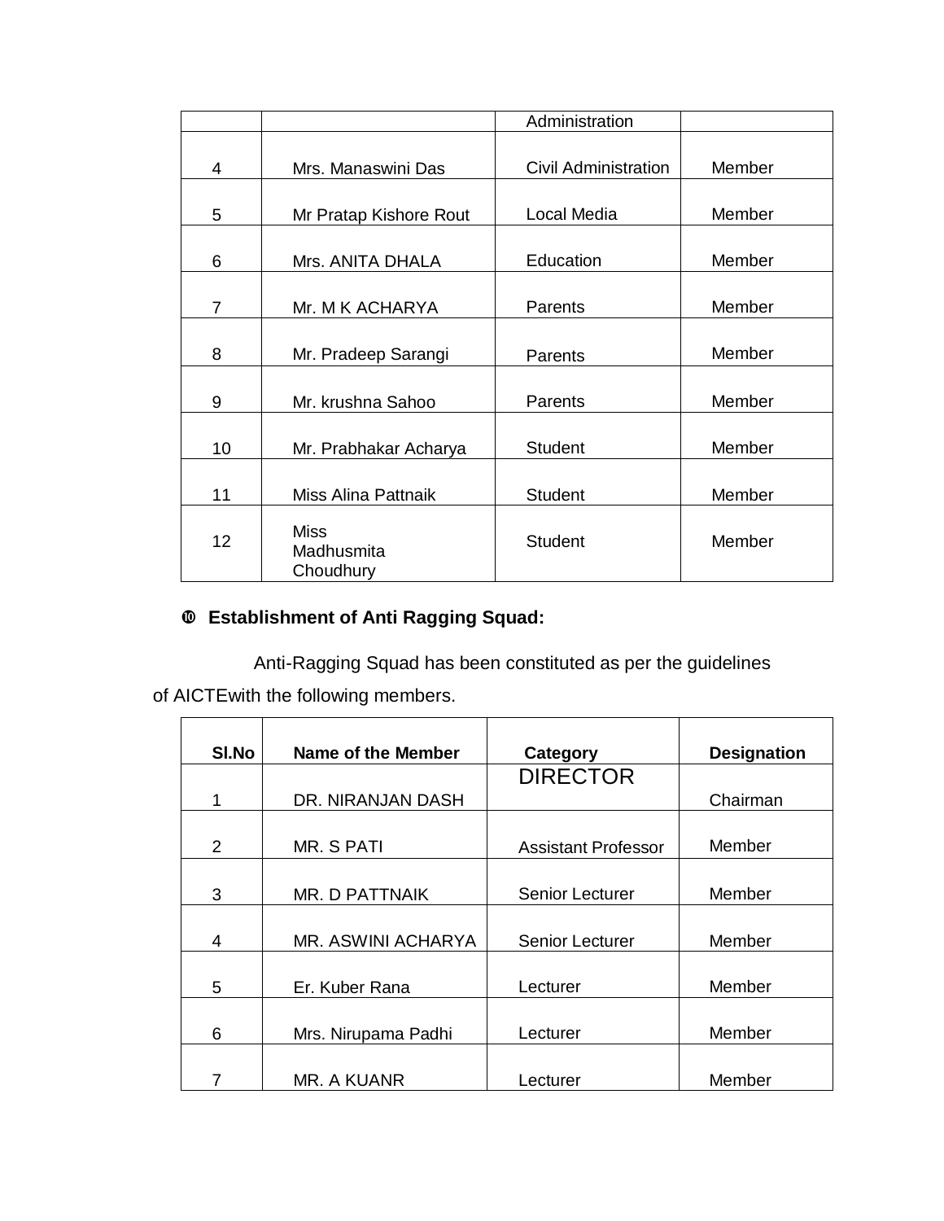|  |  | Administration |  |
|---|---|---|---|
| 4 | Mrs. Manaswini Das | Civil Administration | Member |
| 5 | Mr Pratap Kishore Rout | Local Media | Member |
| 6 | Mrs. ANITA DHALA | Education | Member |
| 7 | Mr. M K ACHARYA | Parents | Member |
| 8 | Mr. Pradeep Sarangi | Parents | Member |
| 9 | Mr. krushna Sahoo | Parents | Member |
| 10 | Mr. Prabhakar Acharya | Student | Member |
| 11 | Miss Alina Pattnaik | Student | Member |
| 12 | Miss Madhusmita Choudhury | Student | Member |

### ➓ Establishment of Anti Ragging Squad:

Anti-Ragging Squad has been constituted as per the guidelines of AICTEwith the following members.

| Sl.No | Name of the Member | Category | Designation |
|---|---|---|---|
| 1 | DR. NIRANJAN DASH | DIRECTOR | Chairman |
| 2 | MR. S PATI | Assistant Professor | Member |
| 3 | MR. D PATTNAIK | Senior Lecturer | Member |
| 4 | MR. ASWINI ACHARYA | Senior Lecturer | Member |
| 5 | Er. Kuber Rana | Lecturer | Member |
| 6 | Mrs. Nirupama Padhi | Lecturer | Member |
| 7 | MR. A KUANR | Lecturer | Member |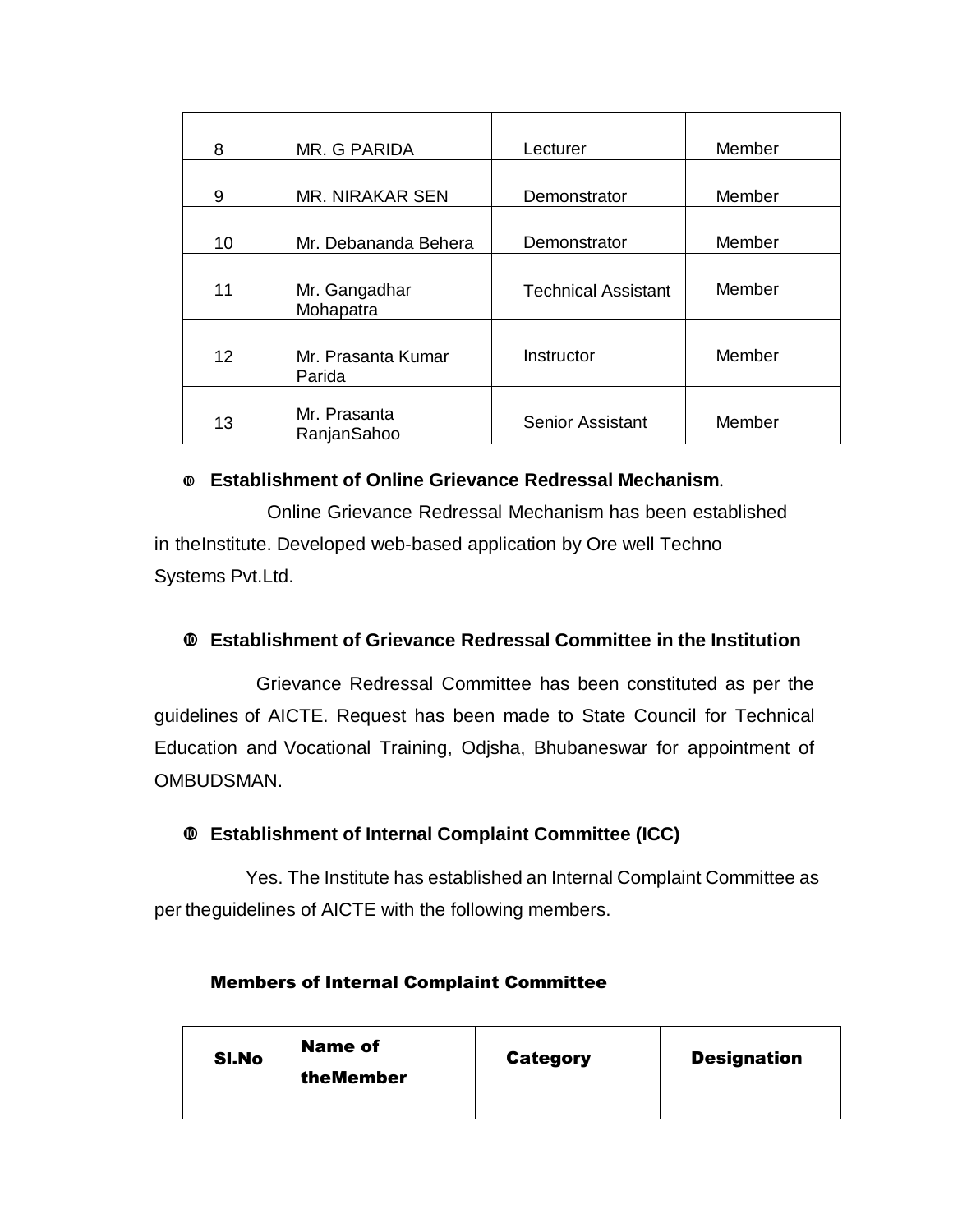| 8 | MR. G PARIDA | Lecturer | Member |
|---|---|---|---|
| 9 | MR. NIRAKAR SEN | Demonstrator | Member |
| 10 | Mr. Debananda Behera | Demonstrator | Member |
| 11 | Mr. Gangadhar Mohapatra | Technical Assistant | Member |
| 12 | Mr. Prasanta Kumar Parida | Instructor | Member |
| 13 | Mr. Prasanta RanjanSahoo | Senior Assistant | Member |

- **Establishment of Online Grievance Redressal Mechanism.**

Online Grievance Redressal Mechanism has been established in theInstitute. Developed web-based application by Ore well Techno Systems Pvt.Ltd.

- **Establishment of Grievance Redressal Committee in the Institution**

Grievance Redressal Committee has been constituted as per the guidelines of AICTE. Request has been made to State Council for Technical Education and Vocational Training, Odjsha, Bhubaneswar for appointment of OMBUDSMAN.

- **Establishment of Internal Complaint Committee (ICC)**

Yes. The Institute has established an Internal Complaint Committee as per theguidelines of AICTE with the following members.

**Members of Internal Complaint Committee**

| Sl.No | Name of theMember | Category | Designation |
|---|---|---|---|
| | | | |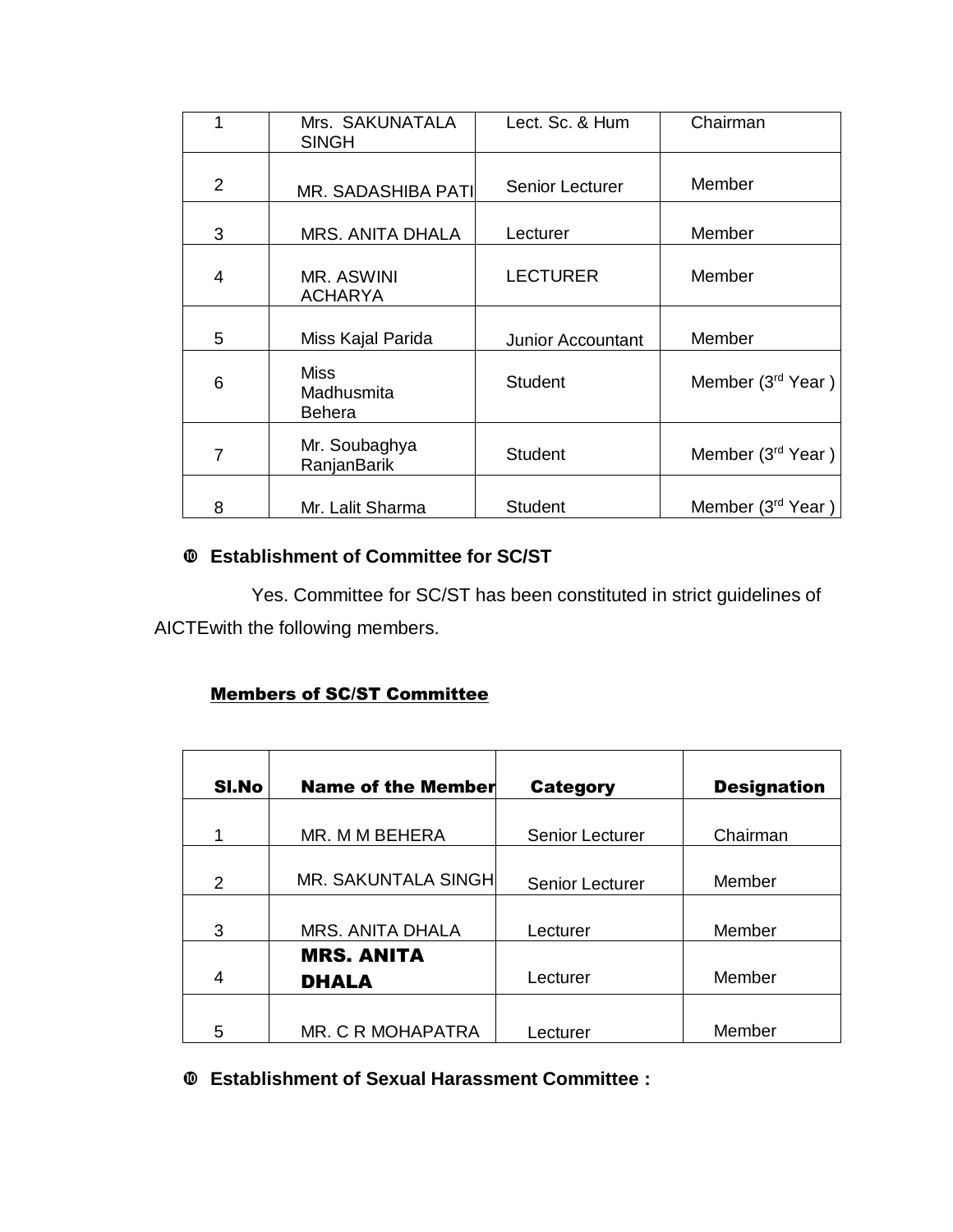| 1 | Mrs. SAKUNATALA SINGH | Lect. Sc. & Hum | Chairman |
|---|---|---|---|
| 2 | MR. SADASHIBA PATI | Senior Lecturer | Member |
| 3 | MRS. ANITA DHALA | Lecturer | Member |
| 4 | MR. ASWINI ACHARYA | LECTURER | Member |
| 5 | Miss Kajal Parida | Junior Accountant | Member |
| 6 | Miss Madhusmita Behera | Student | Member (3rd Year ) |
| 7 | Mr. Soubaghya RanjanBarik | Student | Member (3rd Year ) |
| 8 | Mr. Lalit Sharma | Student | Member (3rd Year ) |

➓ **Establishment of Committee for SC/ST**

Yes. Committee for SC/ST has been constituted in strict guidelines of AICTEwith the following members.

**Members of SC/ST Committee**

| Sl.No | Name of the Member | Category | Designation |
|---|---|---|---|
| 1 | MR. M M BEHERA | Senior Lecturer | Chairman |
| 2 | MR. SAKUNTALA SINGH | Senior Lecturer | Member |
| 3 | MRS. ANITA DHALA | Lecturer | Member |
| 4 | **MRS. ANITA DHALA** | Lecturer | Member |
| 5 | MR. C R MOHAPATRA | Lecturer | Member |

➓ **Establishment of Sexual Harassment Committee :**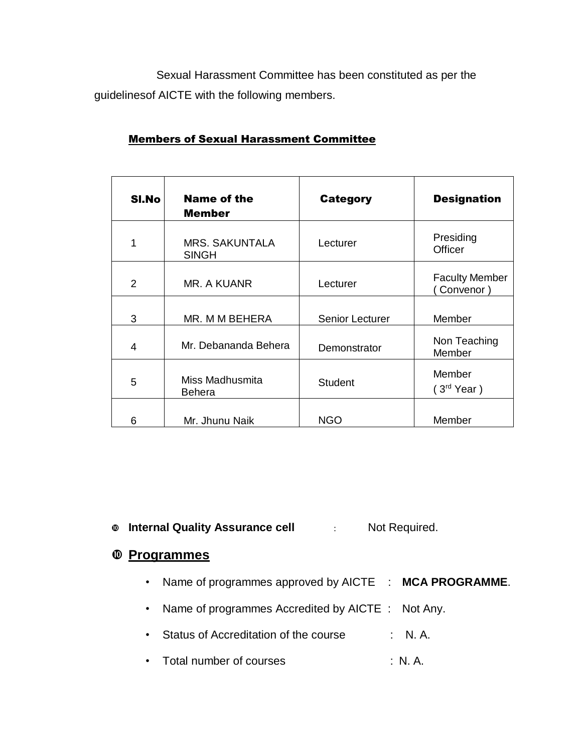Sexual Harassment Committee has been constituted as per the guidelinesof AICTE with the following members.

**Members of Sexual Harassment Committee**

| Sl.No | Name of the Member | Category | Designation |
|---|---|---|---|
| 1 | MRS. SAKUNTALA SINGH | Lecturer | Presiding Officer |
| 2 | MR. A KUANR | Lecturer | Faculty Member ( Convenor ) |
| 3 | MR. M M BEHERA | Senior Lecturer | Member |
| 4 | Mr. Debananda Behera | Demonstrator | Non Teaching Member |
| 5 | Miss Madhusmita Behera | Student | Member ( 3rd Year ) |
| 6 | Mr. Jhunu Naik | NGO | Member |

- **Internal Quality Assurance cell** : Not Required.

## Programmes

- Name of programmes approved by AICTE : **MCA PROGRAMME**.
- Name of programmes Accredited by AICTE : Not Any.
- Status of Accreditation of the course : N. A.
- Total number of courses : N. A.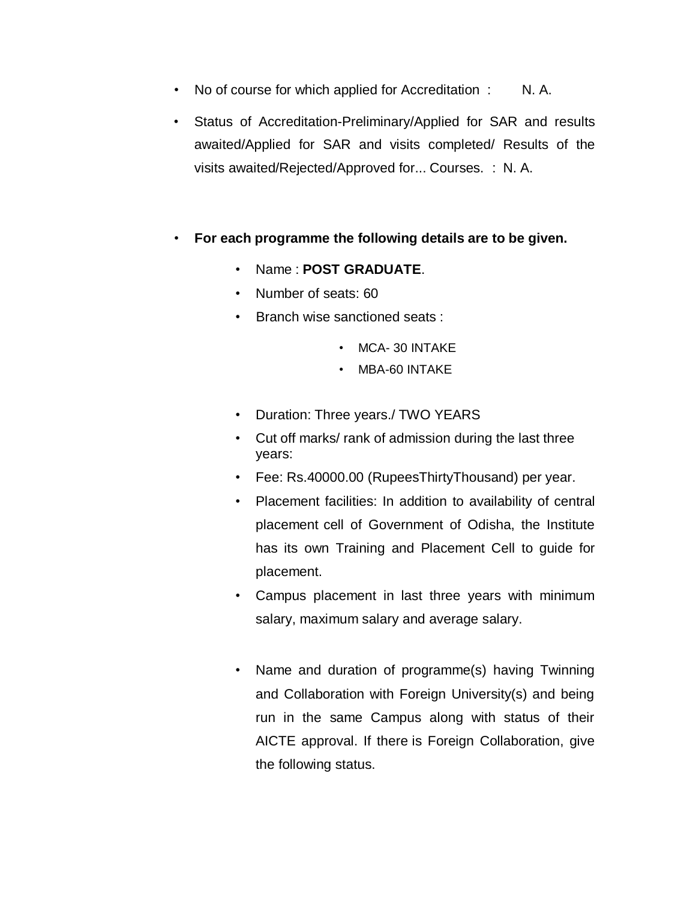- No of course for which applied for Accreditation : N. A.
- Status of Accreditation-Preliminary/Applied for SAR and results awaited/Applied for SAR and visits completed/ Results of the visits awaited/Rejected/Approved for... Courses. : N. A.

- **For each programme the following details are to be given.**
  - Name : **POST GRADUATE**.
  - Number of seats: 60
  - Branch wise sanctioned seats :
    - MCA- 30 INTAKE
    - MBA-60 INTAKE
  - Duration: Three years./ TWO YEARS
  - Cut off marks/ rank of admission during the last three years:
  - Fee: Rs.40000.00 (RupeesThirtyThousand) per year.
  - Placement facilities: In addition to availability of central placement cell of Government of Odisha, the Institute has its own Training and Placement Cell to guide for placement.
  - Campus placement in last three years with minimum salary, maximum salary and average salary.
  - Name and duration of programme(s) having Twinning and Collaboration with Foreign University(s) and being run in the same Campus along with status of their AICTE approval. If there is Foreign Collaboration, give the following status.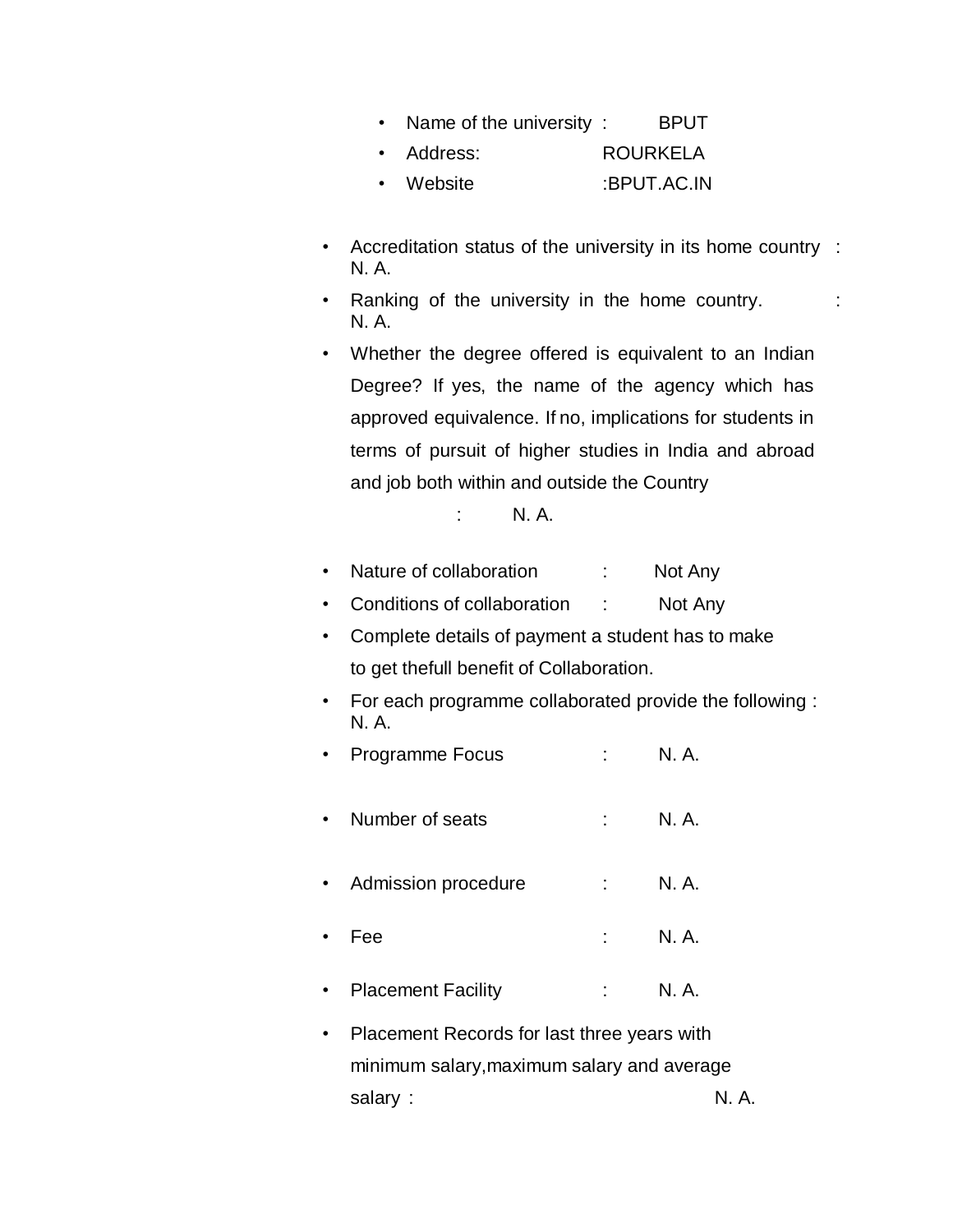- Name of the university : BPUT
- Address: ROURKELA
- Website :BPUT.AC.IN

- Accreditation status of the university in its home country : N. A.
- Ranking of the university in the home country. : N. A.
- Whether the degree offered is equivalent to an Indian Degree? If yes, the name of the agency which has approved equivalence. If no, implications for students in terms of pursuit of higher studies in India and abroad and job both within and outside the Country : N. A.

- Nature of collaboration : Not Any
- Conditions of collaboration : Not Any
- Complete details of payment a student has to make to get thefull benefit of Collaboration.
- For each programme collaborated provide the following : N. A.
- Programme Focus : N. A.
- Number of seats : N. A.
- Admission procedure : N. A.
- Fee : N. A.
- Placement Facility : N. A.
- Placement Records for last three years with minimum salary,maximum salary and average salary : N. A.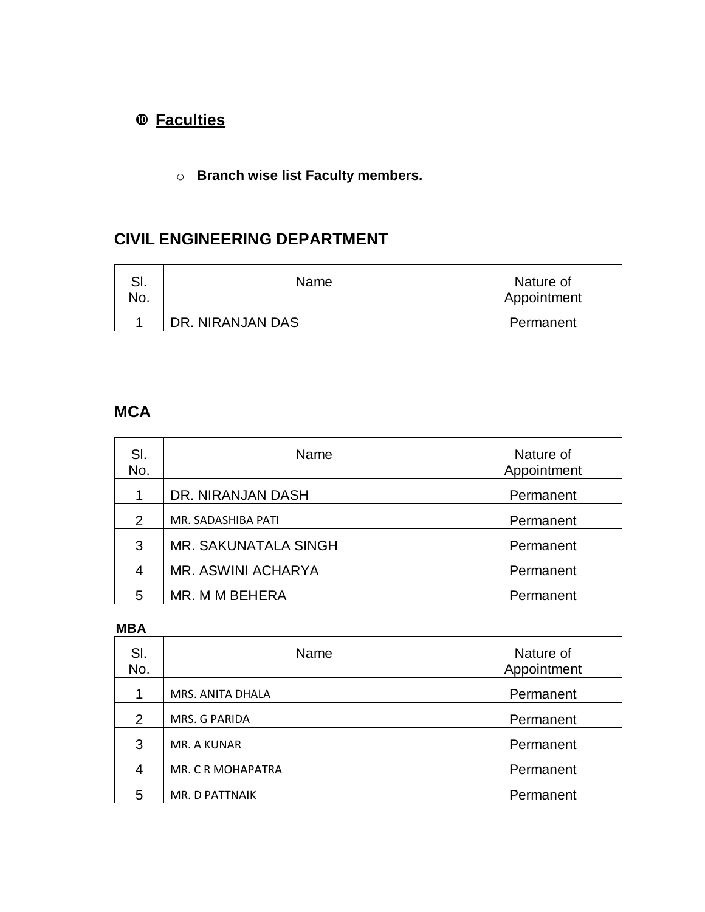## ❿ Faculties

- **Branch wise list Faculty members.**

### CIVIL ENGINEERING DEPARTMENT

| Sl. No. | Name | Nature of Appointment |
|---|---|---|
| 1 | DR. NIRANJAN DAS | Permanent |

### MCA

| Sl. No. | Name | Nature of Appointment |
|---|---|---|
| 1 | DR. NIRANJAN DASH | Permanent |
| 2 | MR. SADASHIBA PATI | Permanent |
| 3 | MR. SAKUNATALA SINGH | Permanent |
| 4 | MR. ASWINI ACHARYA | Permanent |
| 5 | MR. M M BEHERA | Permanent |

**MBA**

| Sl. No. | Name | Nature of Appointment |
|---|---|---|
| 1 | MRS. ANITA DHALA | Permanent |
| 2 | MRS. G PARIDA | Permanent |
| 3 | MR. A KUNAR | Permanent |
| 4 | MR. C R MOHAPATRA | Permanent |
| 5 | MR. D PATTNAIK | Permanent |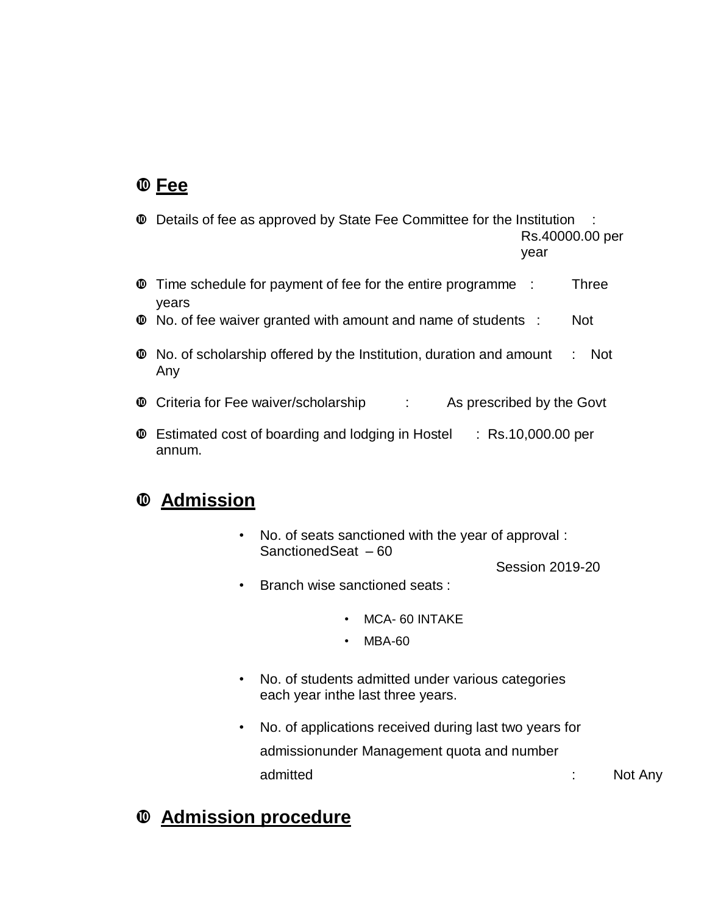## ➓ Fee

- ➓ Details of fee as approved by State Fee Committee for the Institution : Rs.40000.00 per year
- ➓ Time schedule for payment of fee for the entire programme : Three years
- ➓ No. of fee waiver granted with amount and name of students : Not
- ➓ No. of scholarship offered by the Institution, duration and amount : Not Any
- ➓ Criteria for Fee waiver/scholarship : As prescribed by the Govt
- ➓ Estimated cost of boarding and lodging in Hostel : Rs.10,000.00 per annum.

## ➓ Admission

- No. of seats sanctioned with the year of approval : SanctionedSeat – 60 Session 2019-20
- Branch wise sanctioned seats :
  - MCA- 60 INTAKE
  - MBA-60
- No. of students admitted under various categories each year inthe last three years.
- No. of applications received during last two years for admissionunder Management quota and number admitted : Not Any

## ➓ Admission procedure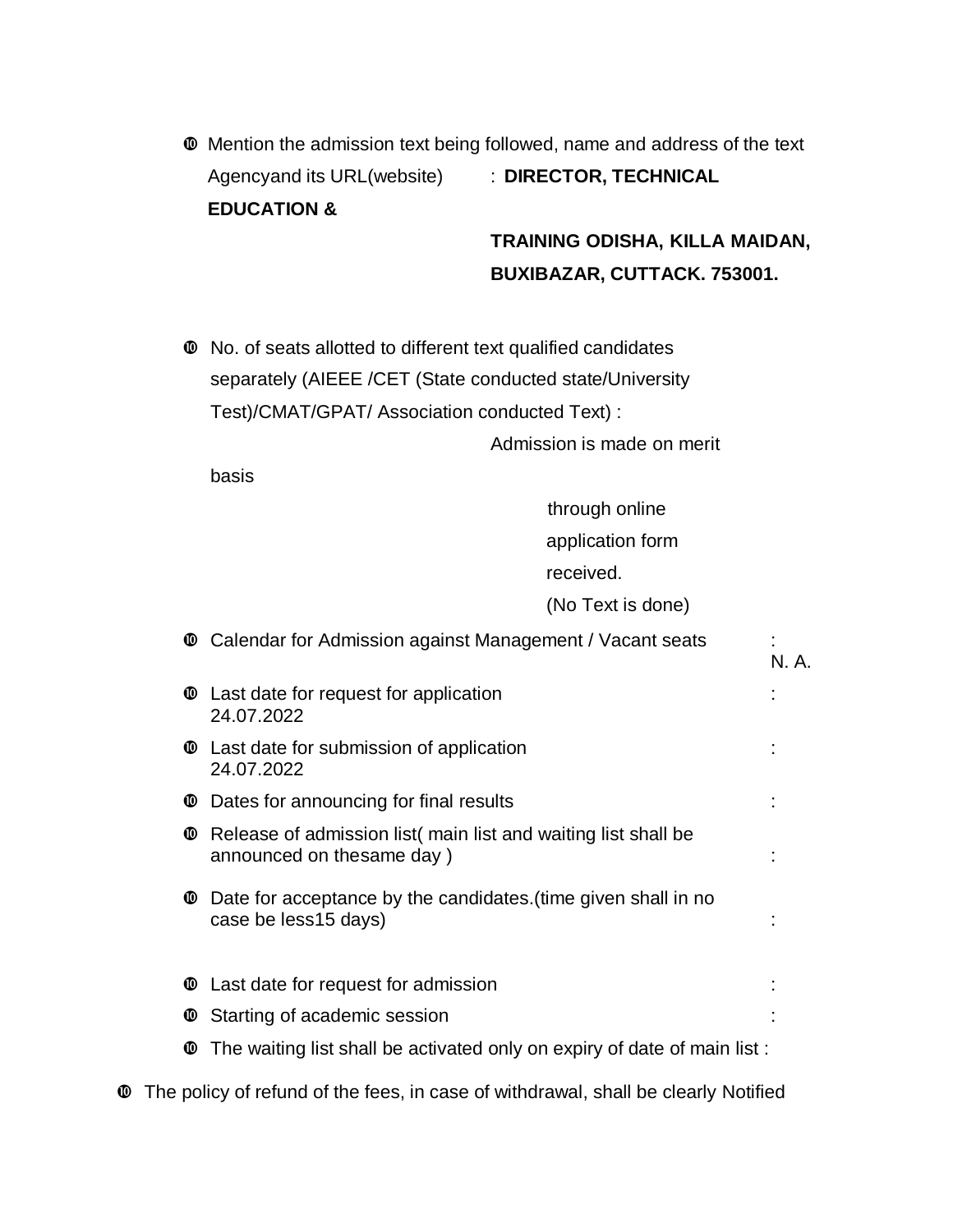- Mention the admission text being followed, name and address of the text Agencyand its URL(website) : **DIRECTOR, TECHNICAL EDUCATION & TRAINING ODISHA, KILLA MAIDAN, BUXIBAZAR, CUTTACK. 753001.**

- No. of seats allotted to different text qualified candidates separately (AIEEE /CET (State conducted state/University Test)/CMAT/GPAT/ Association conducted Text) : Admission is made on merit basis through online application form received. (No Text is done)

- Calendar for Admission against Management / Vacant seats : N. A.
- Last date for request for application : 24.07.2022
- Last date for submission of application : 24.07.2022
- Dates for announcing for final results :
- Release of admission list( main list and waiting list shall be announced on thesame day ) :
- Date for acceptance by the candidates.(time given shall in no case be less15 days) :
- Last date for request for admission :
- Starting of academic session :
- The waiting list shall be activated only on expiry of date of main list :

- The policy of refund of the fees, in case of withdrawal, shall be clearly Notified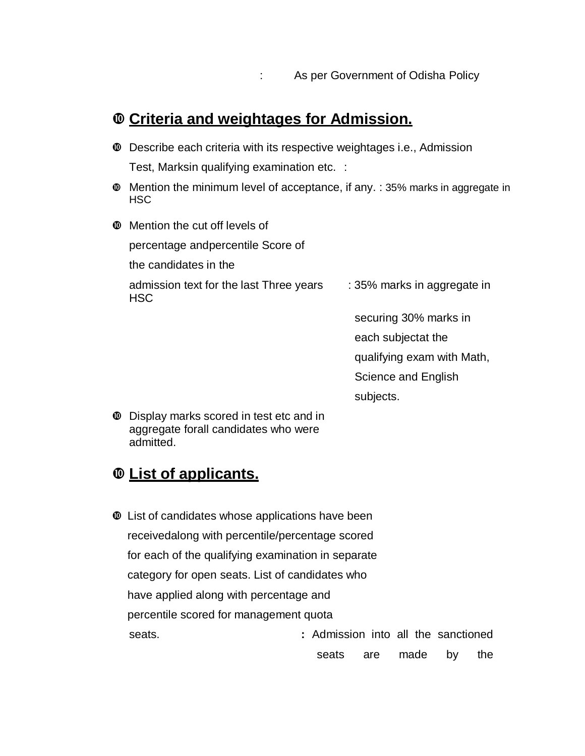: As per Government of Odisha Policy

## ❿ Criteria and weightages for Admission.

- ❿ Describe each criteria with its respective weightages i.e., Admission Test, Marksin qualifying examination etc. :
- ❿ Mention the minimum level of acceptance, if any. : 35% marks in aggregate in HSC
- ❿ Mention the cut off levels of percentage andpercentile Score of the candidates in the admission text for the last Three years : 35% marks in aggregate in HSC securing 30% marks in each subjectat the qualifying exam with Math, Science and English subjects.
- ❿ Display marks scored in test etc and in aggregate forall candidates who were admitted.

## ❿ List of applicants.

- ❿ List of candidates whose applications have been receivedalong with percentile/percentage scored for each of the qualifying examination in separate category for open seats. List of candidates who have applied along with percentage and percentile scored for management quota seats. **:** Admission into all the sanctioned seats are made by the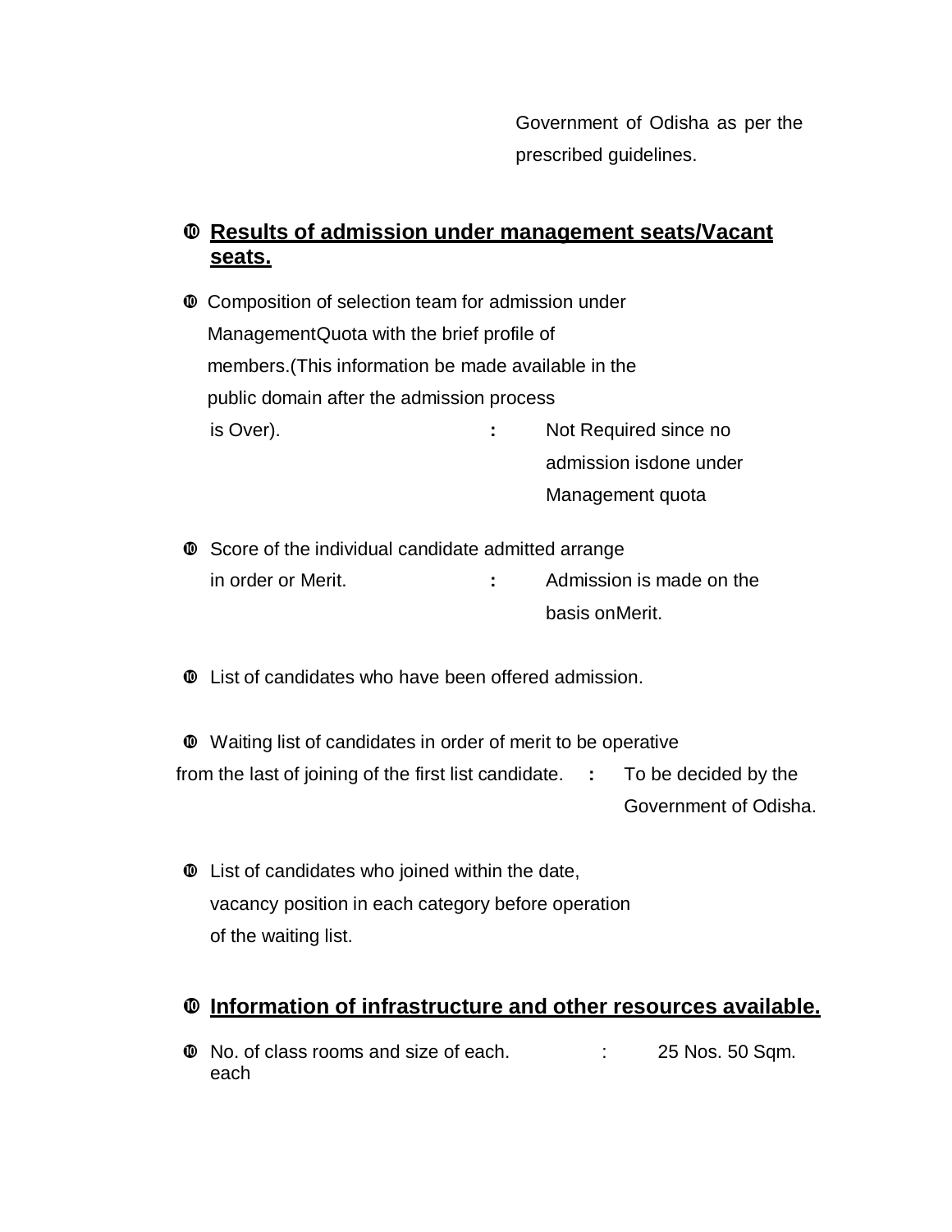Government of Odisha as per the prescribed guidelines.

## ⓾ Results of admission under management seats/Vacant seats.

- ⓾ Composition of selection team for admission under ManagementQuota with the brief profile of members.(This information be made available in the public domain after the admission process is Over). **:** Not Required since no admission isdone under Management quota

- ⓾ Score of the individual candidate admitted arrange in order or Merit. **:** Admission is made on the basis onMerit.

- ⓾ List of candidates who have been offered admission.

- ⓾ Waiting list of candidates in order of merit to be operative from the last of joining of the first list candidate. **:** To be decided by the Government of Odisha.

- ⓾ List of candidates who joined within the date, vacancy position in each category before operation of the waiting list.

## ⓾ Information of infrastructure and other resources available.

- ⓾ No. of class rooms and size of each. : 25 Nos. 50 Sqm. each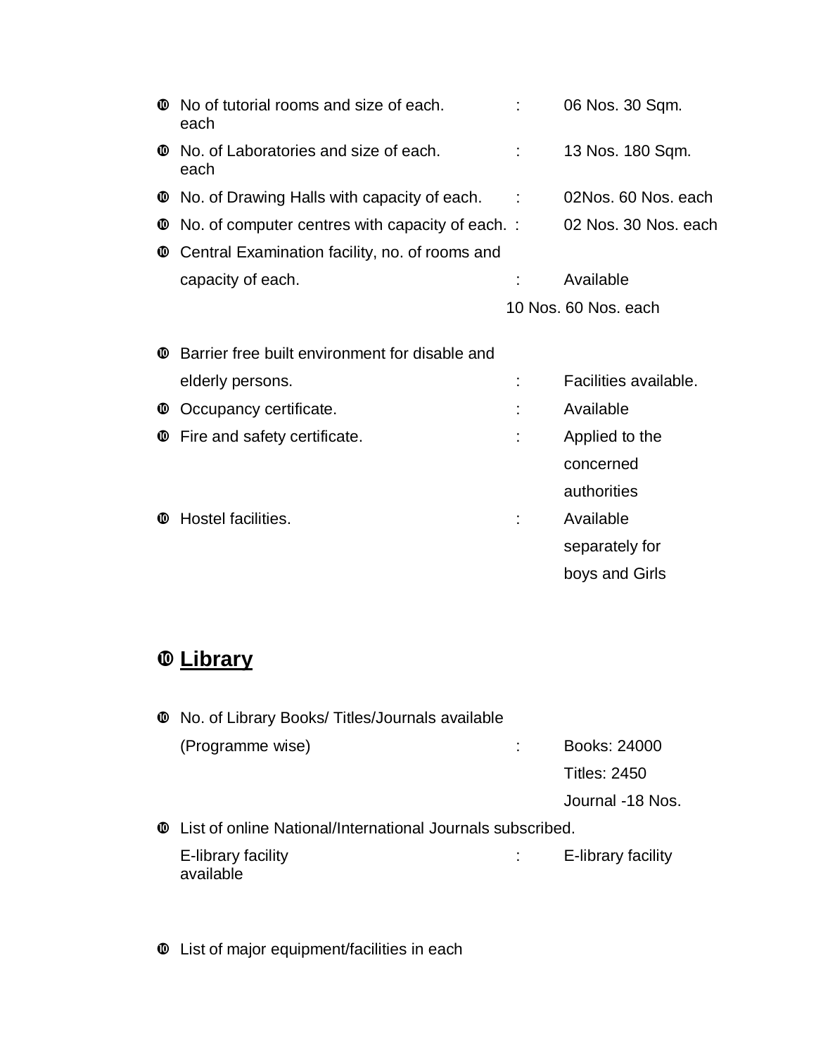- ❿ No of tutorial rooms and size of each. each : 06 Nos. 30 Sqm.
- ❿ No. of Laboratories and size of each. each : 13 Nos. 180 Sqm.
- ❿ No. of Drawing Halls with capacity of each. : 02Nos. 60 Nos. each
- ❿ No. of computer centres with capacity of each. : 02 Nos. 30 Nos. each
- ❿ Central Examination facility, no. of rooms and capacity of each. : Available
  10 Nos. 60 Nos. each
- ❿ Barrier free built environment for disable and elderly persons. : Facilities available.
- ❿ Occupancy certificate. : Available
- ❿ Fire and safety certificate. : Applied to the concerned authorities
- ❿ Hostel facilities. : Available separately for boys and Girls

## ❿ Library

- ❿ No. of Library Books/ Titles/Journals available (Programme wise) : Books: 24000
  Titles: 2450
  Journal -18 Nos.
- ❿ List of online National/International Journals subscribed.
  E-library facility available : E-library facility
- ❿ List of major equipment/facilities in each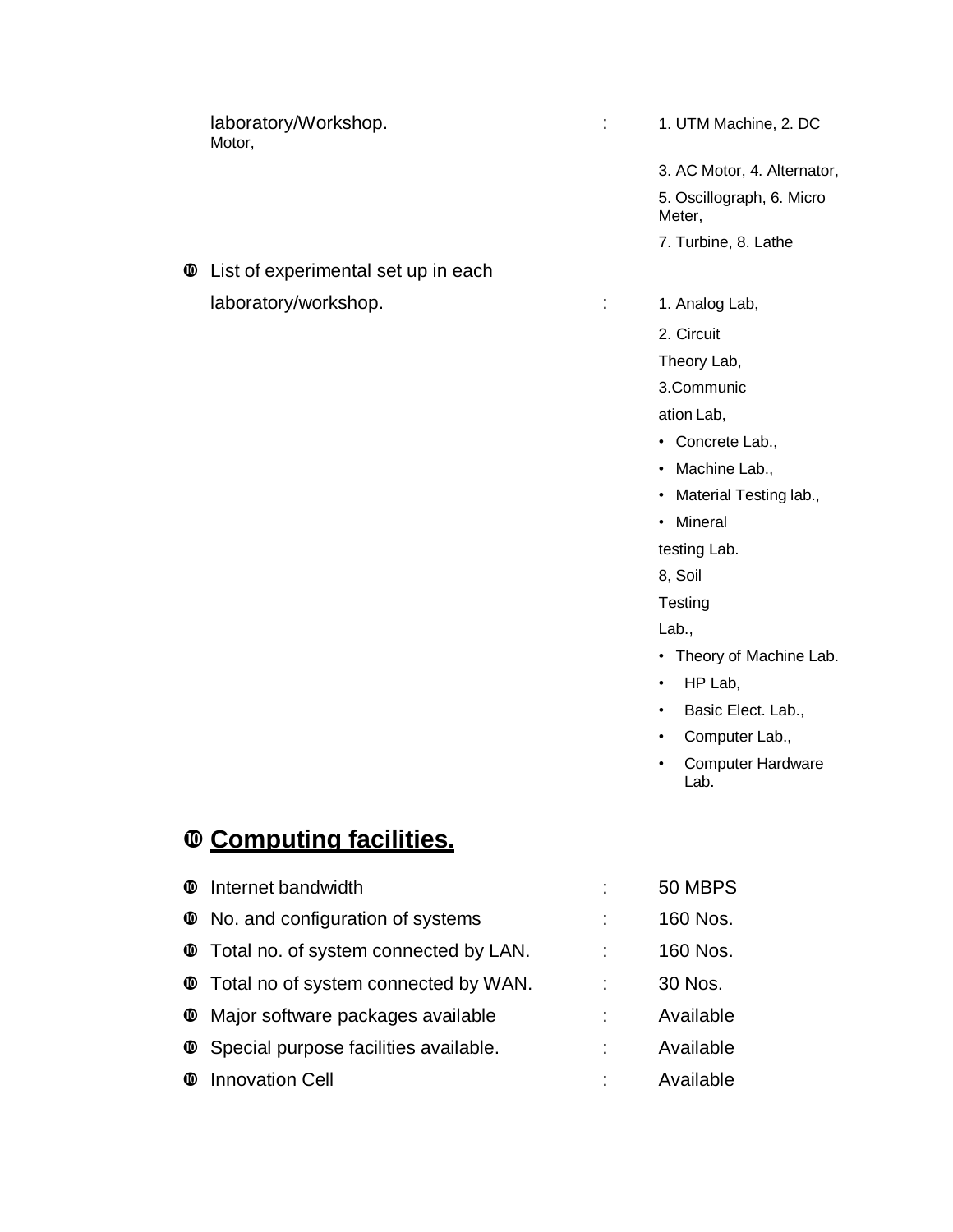laboratory/Workshop. : 1. UTM Machine, 2. DC Motor, 3. AC Motor, 4. Alternator, 5. Oscillograph, 6. Micro Meter, 7. Turbine, 8. Lathe

- List of experimental set up in each laboratory/workshop. : 1. Analog Lab, 2. Circuit Theory Lab, 3.Communication Lab,
  - Concrete Lab.,
  - Machine Lab.,
  - Material Testing lab.,
  - Mineral testing Lab.
  - 8, Soil Testing Lab.,
  - Theory of Machine Lab.
  - HP Lab,
  - Basic Elect. Lab.,
  - Computer Lab.,
  - Computer Hardware Lab.

## Computing facilities.

| | | |
|---|---|---|
| Internet bandwidth | : | 50 MBPS |
| No. and configuration of systems | : | 160 Nos. |
| Total no. of system connected by LAN. | : | 160 Nos. |
| Total no of system connected by WAN. | : | 30 Nos. |
| Major software packages available | : | Available |
| Special purpose facilities available. | : | Available |
| Innovation Cell | : | Available |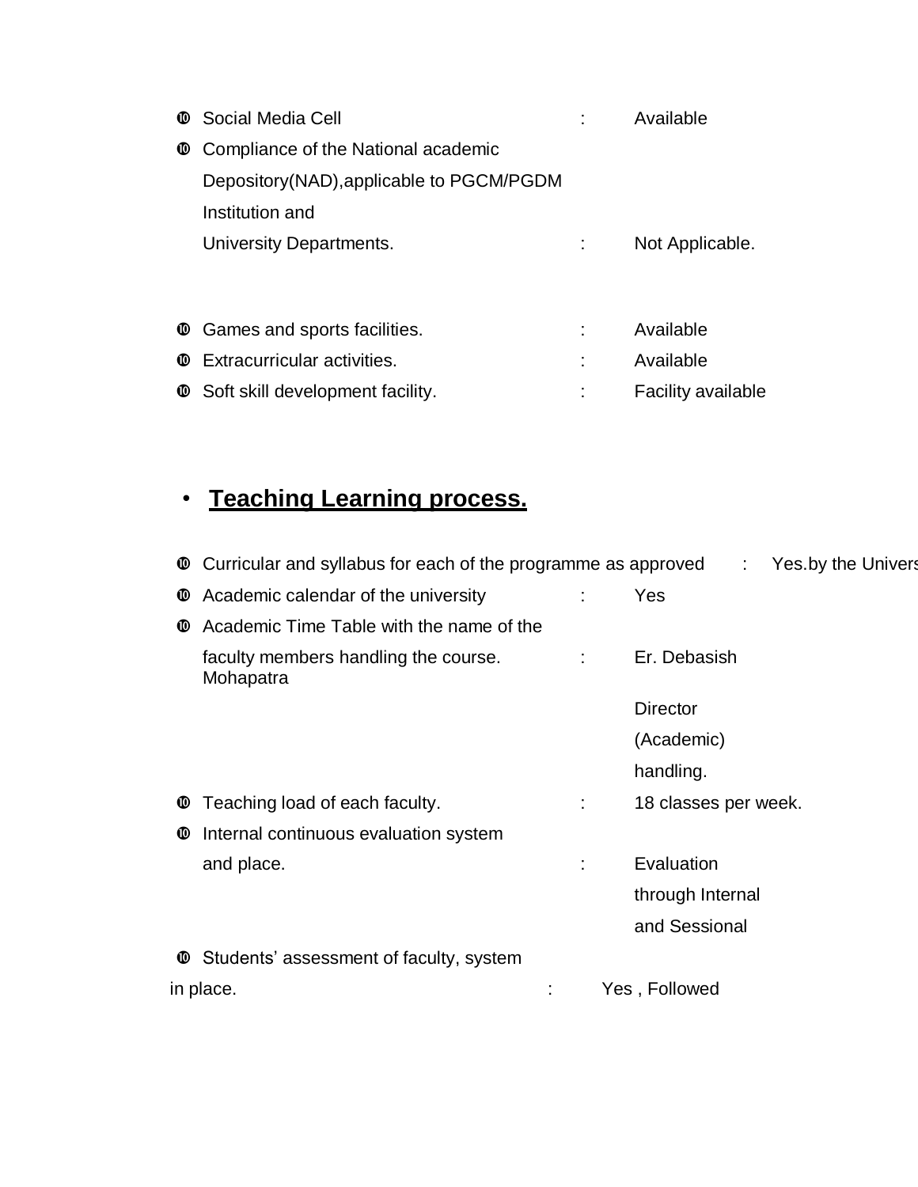- Social Media Cell : Available
- Compliance of the National academic Depository(NAD),applicable to PGCM/PGDM Institution and University Departments. : Not Applicable.

- Games and sports facilities. : Available
- Extracurricular activities. : Available
- Soft skill development facility. : Facility available

- **Teaching Learning process.**

- Curricular and syllabus for each of the programme as approved : Yes.by the Univers
- Academic calendar of the university : Yes
- Academic Time Table with the name of the faculty members handling the course. : Er. Debasish Mohapatra Director (Academic) handling.
- Teaching load of each faculty. : 18 classes per week.
- Internal continuous evaluation system and place. : Evaluation through Internal and Sessional
- Students' assessment of faculty, system in place. : Yes , Followed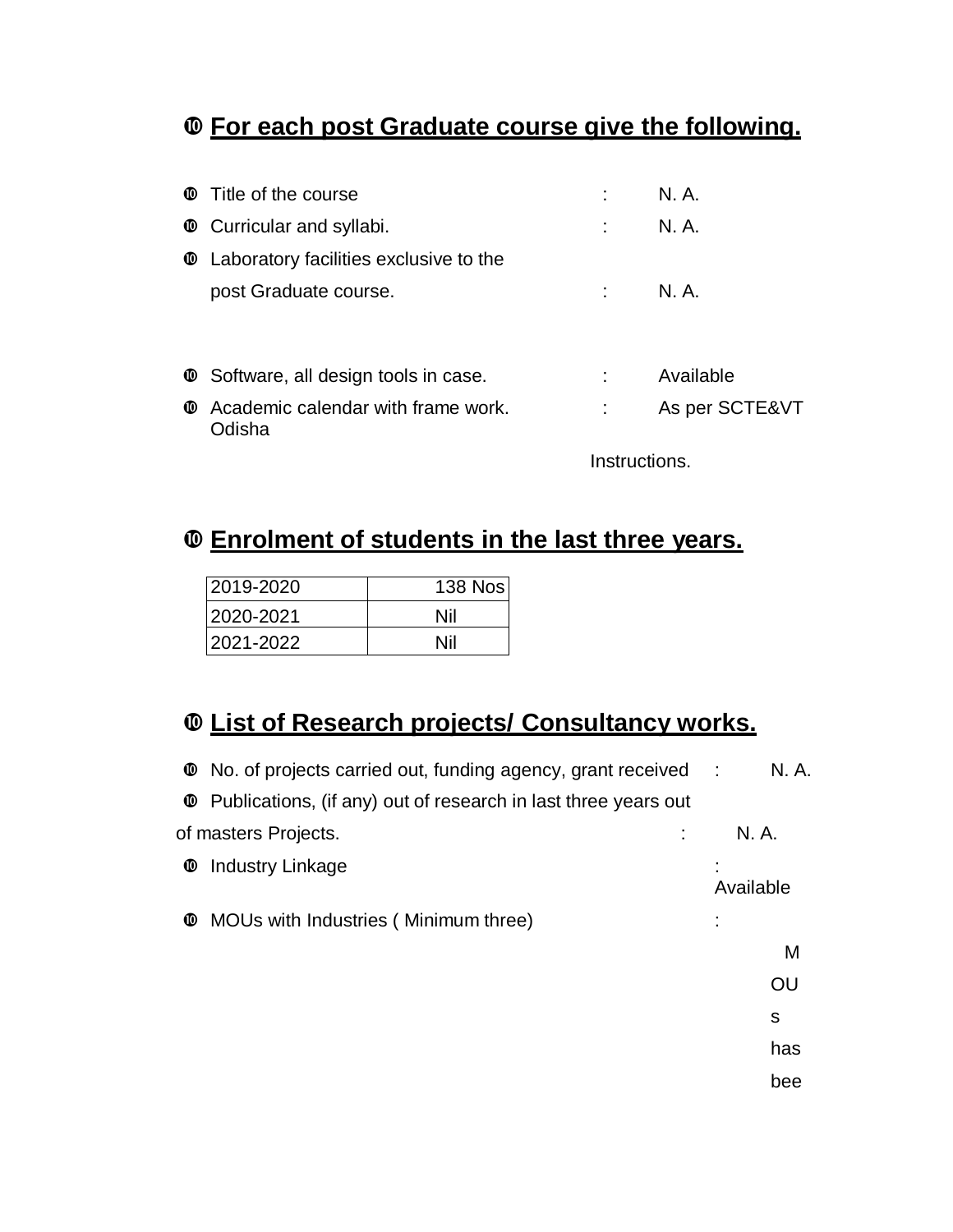## ❿ For each post Graduate course give the following.

- ❿ Title of the course : N. A.
- ❿ Curricular and syllabi. : N. A.
- ❿ Laboratory facilities exclusive to the post Graduate course. : N. A.
- ❿ Software, all design tools in case. : Available
- ❿ Academic calendar with frame work. : As per SCTE&VT Odisha Instructions.

## ❿ Enrolment of students in the last three years.

| | |
|---|---|
| 2019-2020 | 138 Nos |
| 2020-2021 | Nil |
| 2021-2022 | Nil |

## ❿ List of Research projects/ Consultancy works.

- ❿ No. of projects carried out, funding agency, grant received : N. A.
- ❿ Publications, (if any) out of research in last three years out of masters Projects. : N. A.
- ❿ Industry Linkage : Available
- ❿ MOUs with Industries ( Minimum three) : MOUs has bee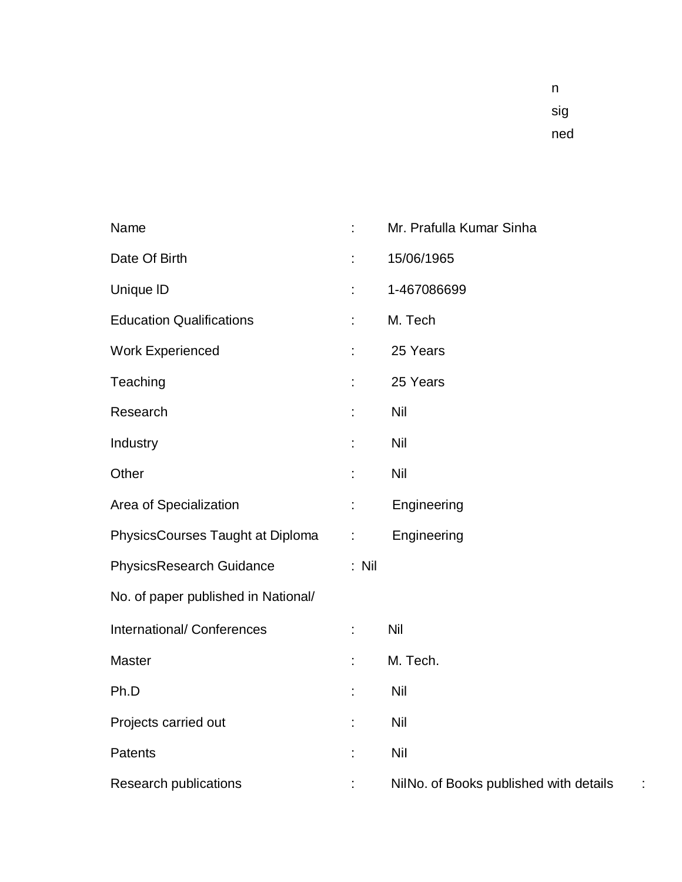n
sig
ned

| Field | | Value |
|---|---|---|
| Name | : | Mr. Prafulla Kumar Sinha |
| Date Of Birth | : | 15/06/1965 |
| Unique lD | : | 1-467086699 |
| Education Qualifications | : | M. Tech |
| Work Experienced | : | 25 Years |
| Teaching | : | 25 Years |
| Research | : | Nil |
| Industry | : | Nil |
| Other | : | Nil |
| Area of Specialization | : | Engineering |
| PhysicsCourses Taught at Diploma | : | Engineering |
| PhysicsResearch Guidance | : | Nil |
| No. of paper published in National/ International/ Conferences | : | Nil |
| Master | : | M. Tech. |
| Ph.D | : | Nil |
| Projects carried out | : | Nil |
| Patents | : | Nil |
| Research publications | : | NilNo. of Books published with details : |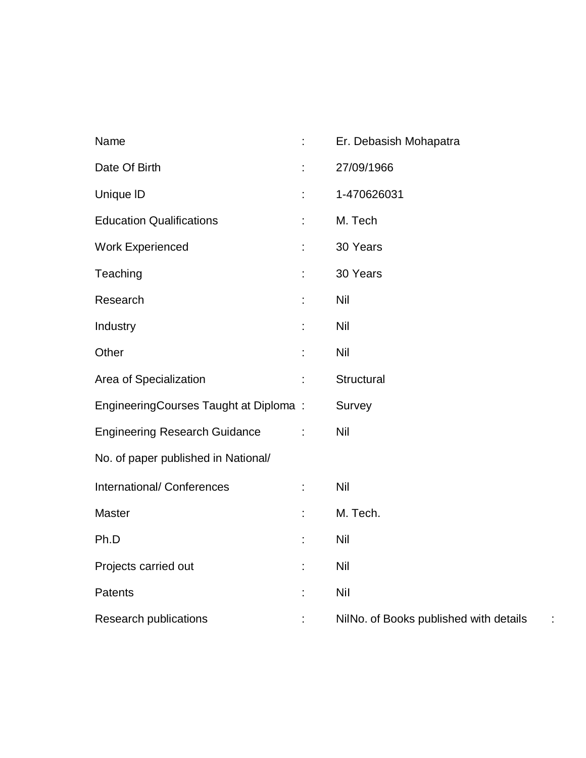| | | |
|---|---|---|
| Name | : | Er. Debasish Mohapatra |
| Date Of Birth | : | 27/09/1966 |
| Unique lD | : | 1-470626031 |
| Education Qualifications | : | M. Tech |
| Work Experienced | : | 30 Years |
| Teaching | : | 30 Years |
| Research | : | Nil |
| Industry | : | Nil |
| Other | : | Nil |
| Area of Specialization | : | Structural |
| EngineeringCourses Taught at Diploma | : | Survey |
| Engineering Research Guidance | : | Nil |
| No. of paper published in National/ International/ Conferences | : | Nil |
| Master | : | M. Tech. |
| Ph.D | : | Nil |
| Projects carried out | : | Nil |
| Patents | : | Nil |
| Research publications | : | NilNo. of Books published with details : |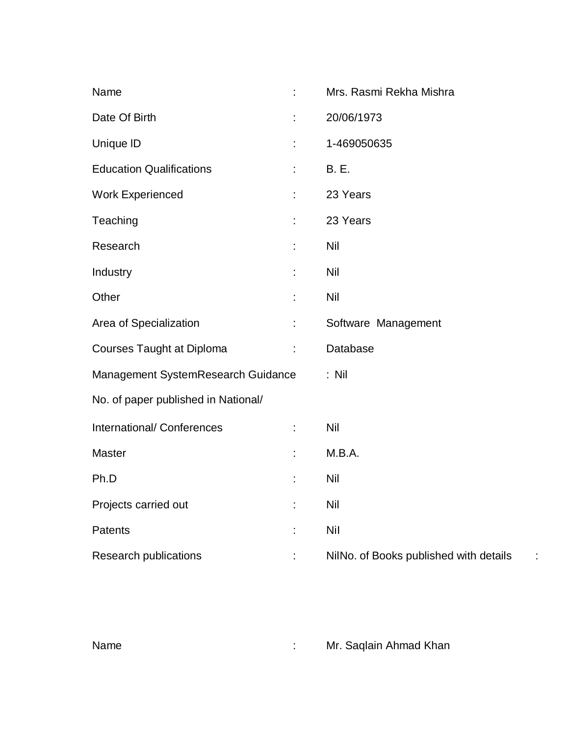| | | |
|---|---|---|
| Name | : | Mrs. Rasmi Rekha Mishra |
| Date Of Birth | : | 20/06/1973 |
| Unique lD | : | 1-469050635 |
| Education Qualifications | : | B. E. |
| Work Experienced | : | 23 Years |
| Teaching | : | 23 Years |
| Research | : | Nil |
| Industry | : | Nil |
| Other | : | Nil |
| Area of Specialization | : | Software Management |
| Courses Taught at Diploma | : | Database |
| Management SystemResearch Guidance | : | Nil |
| No. of paper published in National/ | | |
| International/ Conferences | : | Nil |
| Master | : | M.B.A. |
| Ph.D | : | Nil |
| Projects carried out | : | Nil |
| Patents | : | Nil |
| Research publications | : | NilNo. of Books published with details : |

| | | |
|---|---|---|
| Name | : | Mr. Saqlain Ahmad Khan |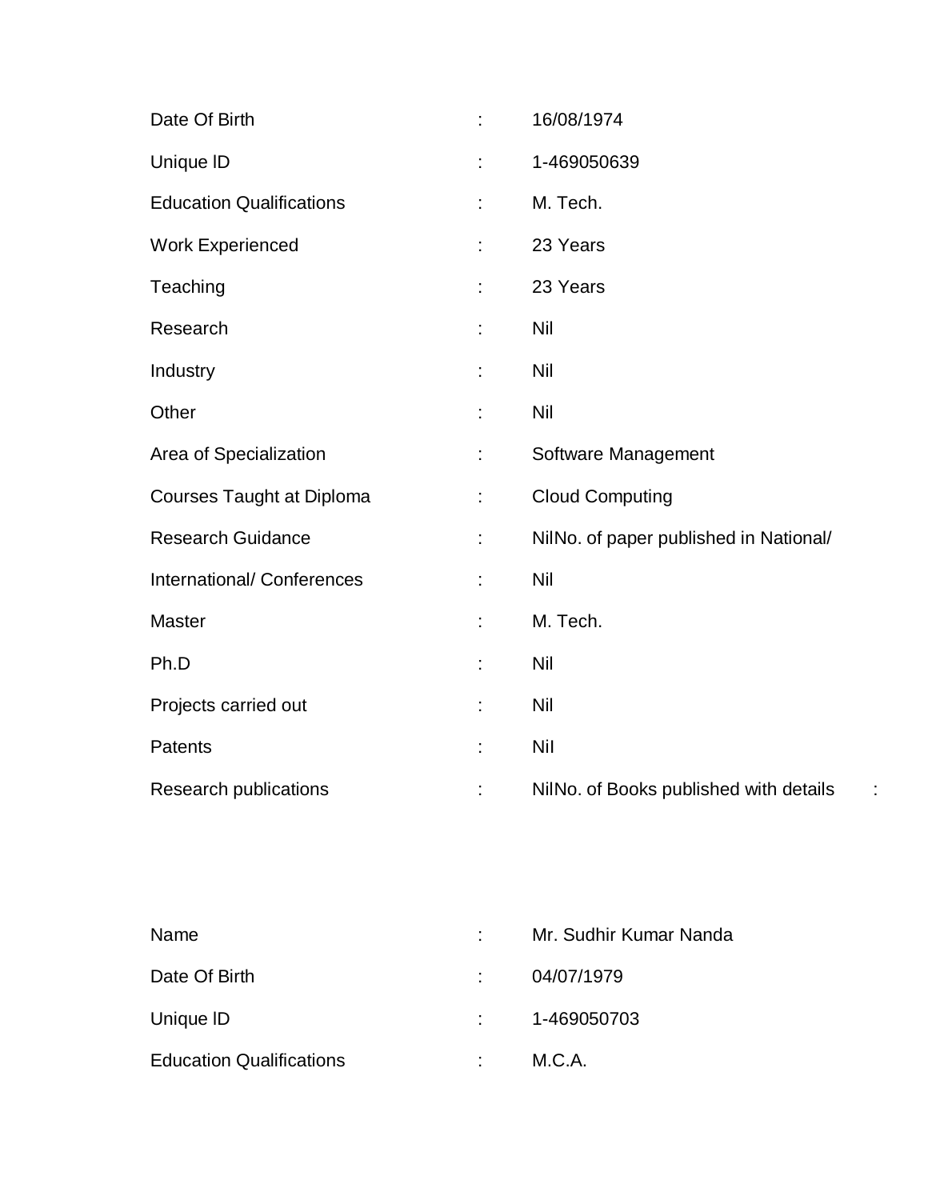| | | |
|---|---|---|
| Date Of Birth | : | 16/08/1974 |
| Unique ID | : | 1-469050639 |
| Education Qualifications | : | M. Tech. |
| Work Experienced | : | 23 Years |
| Teaching | : | 23 Years |
| Research | : | Nil |
| Industry | : | Nil |
| Other | : | Nil |
| Area of Specialization | : | Software Management |
| Courses Taught at Diploma | : | Cloud Computing |
| Research Guidance | : | NilNo. of paper published in National/ |
| International/ Conferences | : | Nil |
| Master | : | M. Tech. |
| Ph.D | : | Nil |
| Projects carried out | : | Nil |
| Patents | : | Nil |
| Research publications | : | NilNo. of Books published with details : |

| | | |
|---|---|---|
| Name | : | Mr. Sudhir Kumar Nanda |
| Date Of Birth | : | 04/07/1979 |
| Unique ID | : | 1-469050703 |
| Education Qualifications | : | M.C.A. |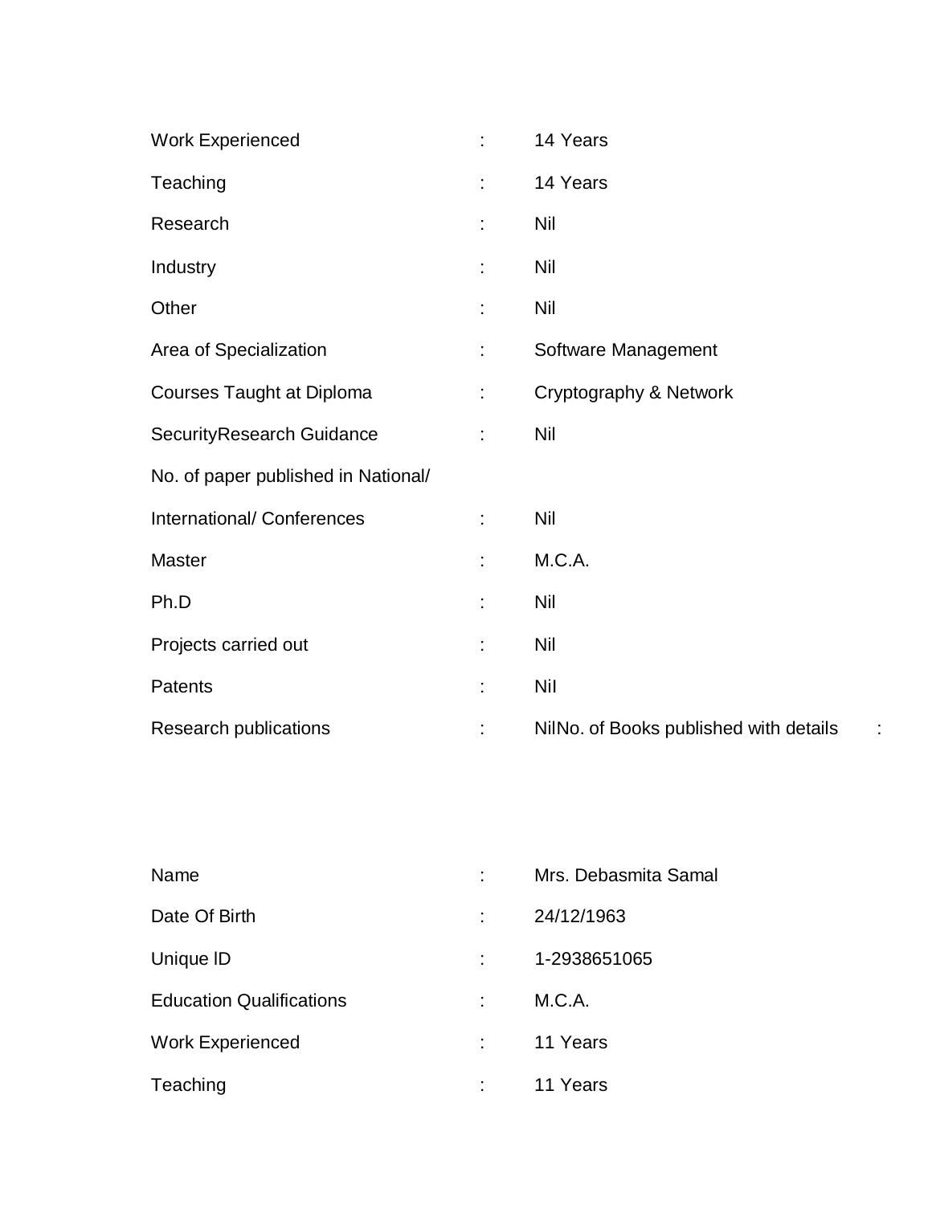| | | |
|---|---|---|
| Work Experienced | : | 14 Years |
| Teaching | : | 14 Years |
| Research | : | Nil |
| Industry | : | Nil |
| Other | : | Nil |
| Area of Specialization | : | Software Management |
| Courses Taught at Diploma | : | Cryptography & Network |
| SecurityResearch Guidance | : | Nil |
| No. of paper published in National/ | | |
| International/ Conferences | : | Nil |
| Master | : | M.C.A. |
| Ph.D | : | Nil |
| Projects carried out | : | Nil |
| Patents | : | Nil |
| Research publications | : | NilNo. of Books published with details : |

| | | |
|---|---|---|
| Name | : | Mrs. Debasmita Samal |
| Date Of Birth | : | 24/12/1963 |
| Unique ID | : | 1-2938651065 |
| Education Qualifications | : | M.C.A. |
| Work Experienced | : | 11 Years |
| Teaching | : | 11 Years |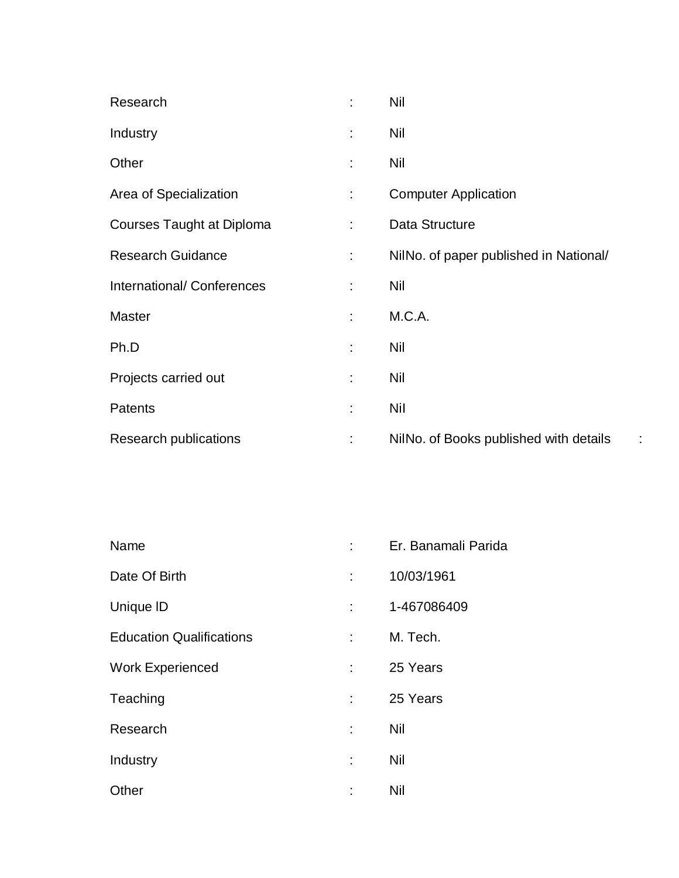| | | |
|---|---|---|
| Research | : | Nil |
| Industry | : | Nil |
| Other | : | Nil |
| Area of Specialization | : | Computer Application |
| Courses Taught at Diploma | : | Data Structure |
| Research Guidance | : | NilNo. of paper published in National/ |
| International/ Conferences | : | Nil |
| Master | : | M.C.A. |
| Ph.D | : | Nil |
| Projects carried out | : | Nil |
| Patents | : | Nil |
| Research publications | : | NilNo. of Books published with details : |

| | | |
|---|---|---|
| Name | : | Er. Banamali Parida |
| Date Of Birth | : | 10/03/1961 |
| Unique ID | : | 1-467086409 |
| Education Qualifications | : | M. Tech. |
| Work Experienced | : | 25 Years |
| Teaching | : | 25 Years |
| Research | : | Nil |
| Industry | : | Nil |
| Other | : | Nil |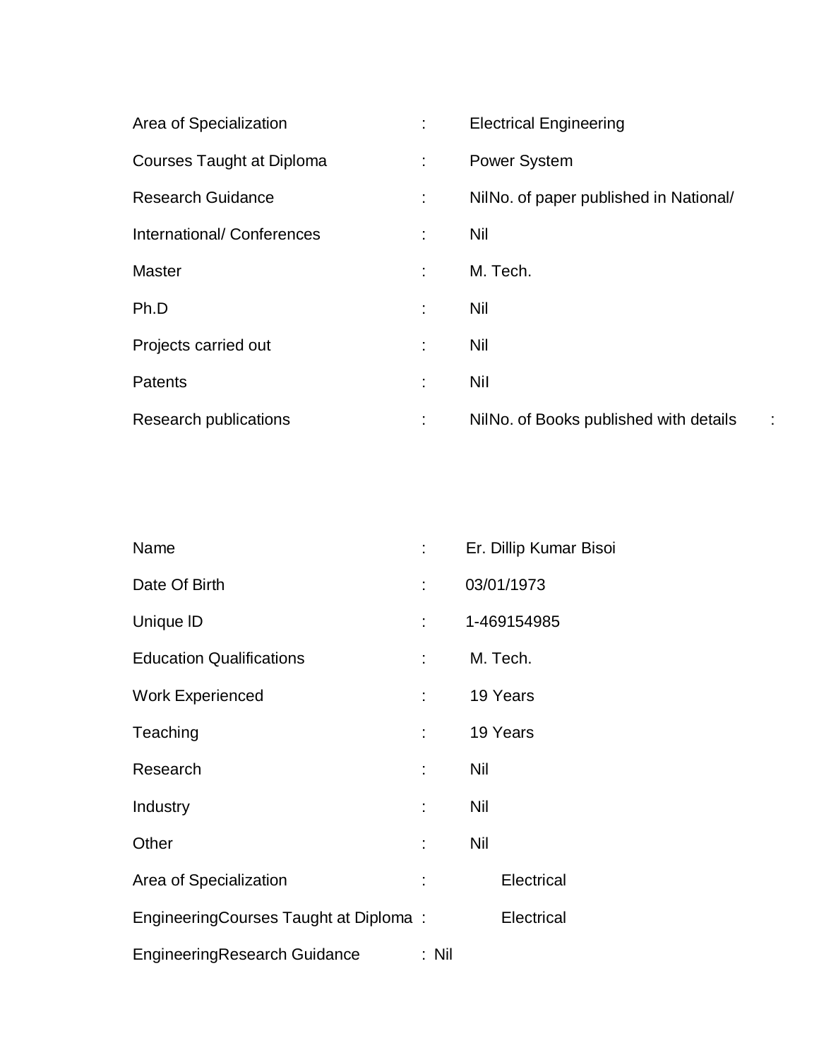| | | |
|---|---|---|
| Area of Specialization | : | Electrical Engineering |
| Courses Taught at Diploma | : | Power System |
| Research Guidance | : | NilNo. of paper published in National/ |
| International/ Conferences | : | Nil |
| Master | : | M. Tech. |
| Ph.D | : | Nil |
| Projects carried out | : | Nil |
| Patents | : | Nil |
| Research publications | : | NilNo. of Books published with details : |

| | | |
|---|---|---|
| Name | : | Er. Dillip Kumar Bisoi |
| Date Of Birth | : | 03/01/1973 |
| Unique ID | : | 1-469154985 |
| Education Qualifications | : | M. Tech. |
| Work Experienced | : | 19 Years |
| Teaching | : | 19 Years |
| Research | : | Nil |
| Industry | : | Nil |
| Other | : | Nil |
| Area of Specialization | : | Electrical |
| EngineeringCourses Taught at Diploma | : | Electrical |
| EngineeringResearch Guidance | : | Nil |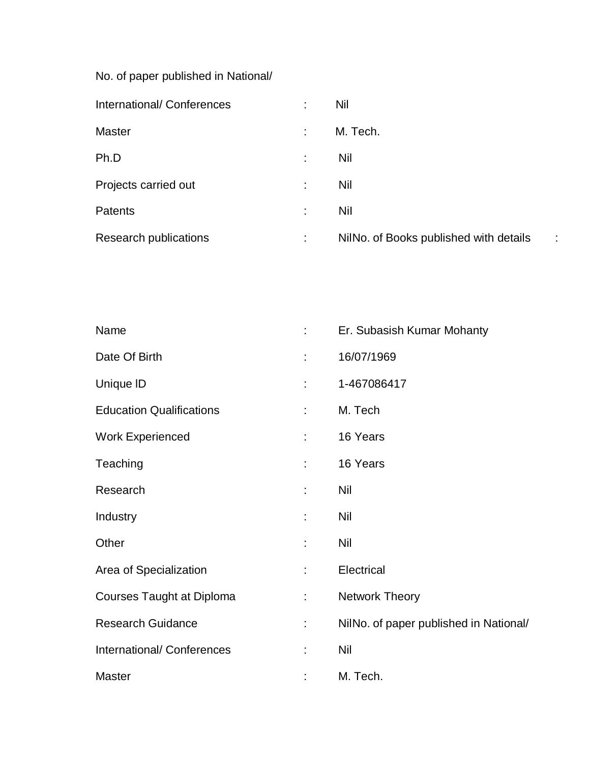No. of paper published in National/

| | | |
|---|---|---|
| International/ Conferences | : | Nil |
| Master | : | M. Tech. |
| Ph.D | : | Nil |
| Projects carried out | : | Nil |
| Patents | : | Nil |
| Research publications | : | NilNo. of Books published with details : |

| | | |
|---|---|---|
| Name | : | Er. Subasish Kumar Mohanty |
| Date Of Birth | : | 16/07/1969 |
| Unique ID | : | 1-467086417 |
| Education Qualifications | : | M. Tech |
| Work Experienced | : | 16 Years |
| Teaching | : | 16 Years |
| Research | : | Nil |
| Industry | : | Nil |
| Other | : | Nil |
| Area of Specialization | : | Electrical |
| Courses Taught at Diploma | : | Network Theory |
| Research Guidance | : | NilNo. of paper published in National/ |
| International/ Conferences | : | Nil |
| Master | : | M. Tech. |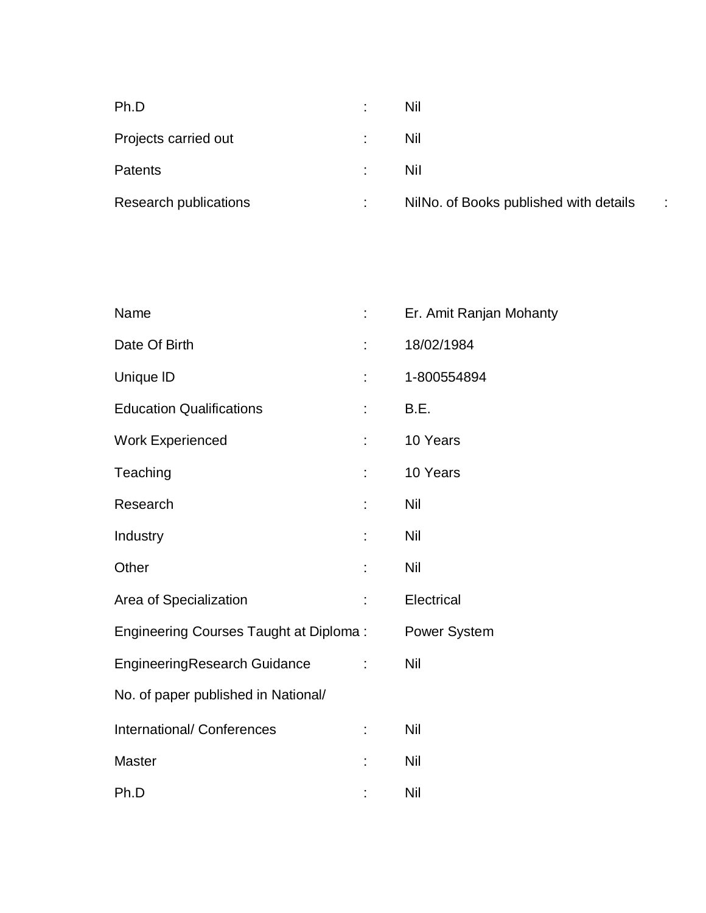Ph.D : Nil

Projects carried out : Nil

Patents : Nil

Research publications : NilNo. of Books published with details :

Name : Er. Amit Ranjan Mohanty

Date Of Birth : 18/02/1984

Unique ID : 1-800554894

Education Qualifications : B.E.

Work Experienced : 10 Years

Teaching : 10 Years

Research : Nil

Industry : Nil

Other : Nil

Area of Specialization : Electrical

Engineering Courses Taught at Diploma : Power System

EngineeringResearch Guidance : Nil

No. of paper published in National/

International/ Conferences : Nil

Master : Nil

Ph.D : Nil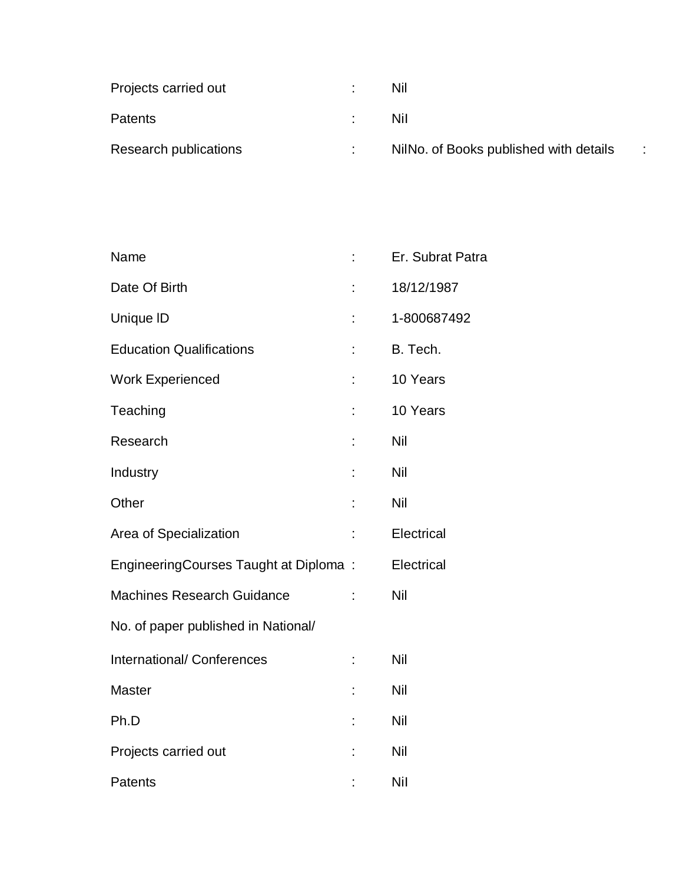| | | |
|---|---|---|
| Projects carried out | : | Nil |
| Patents | : | NiI |
| Research publications | : | NilNo. of Books published with details : |

| | | |
|---|---|---|
| Name | : | Er. Subrat Patra |
| Date Of Birth | : | 18/12/1987 |
| Unique ID | : | 1-800687492 |
| Education Qualifications | : | B. Tech. |
| Work Experienced | : | 10 Years |
| Teaching | : | 10 Years |
| Research | : | Nil |
| Industry | : | Nil |
| Other | : | Nil |
| Area of Specialization | : | Electrical |
| EngineeringCourses Taught at Diploma | : | Electrical |
| Machines Research Guidance | : | Nil |
| No. of paper published in National/ | | |
| International/ Conferences | : | Nil |
| Master | : | Nil |
| Ph.D | : | Nil |
| Projects carried out | : | Nil |
| Patents | : | NiI |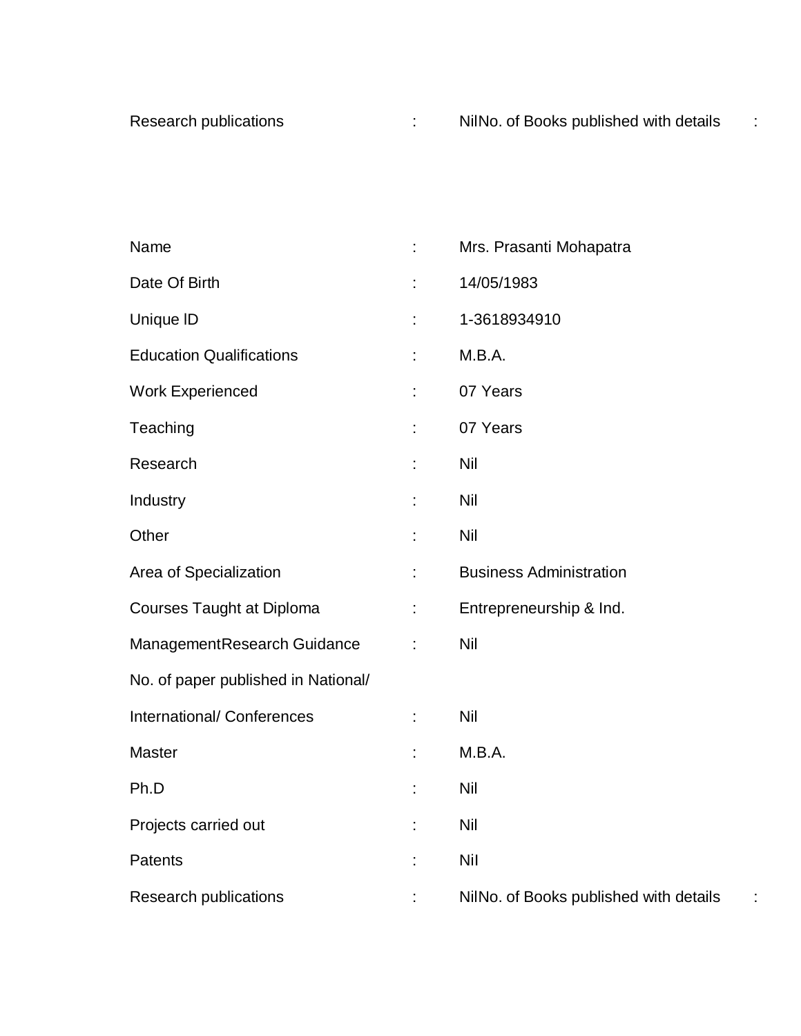Research publications : NilNo. of Books published with details :

| | | |
|---|---|---|
| Name | : | Mrs. Prasanti Mohapatra |
| Date Of Birth | : | 14/05/1983 |
| Unique lD | : | 1-3618934910 |
| Education Qualifications | : | M.B.A. |
| Work Experienced | : | 07 Years |
| Teaching | : | 07 Years |
| Research | : | Nil |
| Industry | : | Nil |
| Other | : | Nil |
| Area of Specialization | : | Business Administration |
| Courses Taught at Diploma | : | Entrepreneurship & Ind. |
| ManagementResearch Guidance | : | Nil |
| No. of paper published in National/ | | |
| International/ Conferences | : | Nil |
| Master | : | M.B.A. |
| Ph.D | : | Nil |
| Projects carried out | : | Nil |
| Patents | : | NiI |
| Research publications | : | NilNo. of Books published with details : |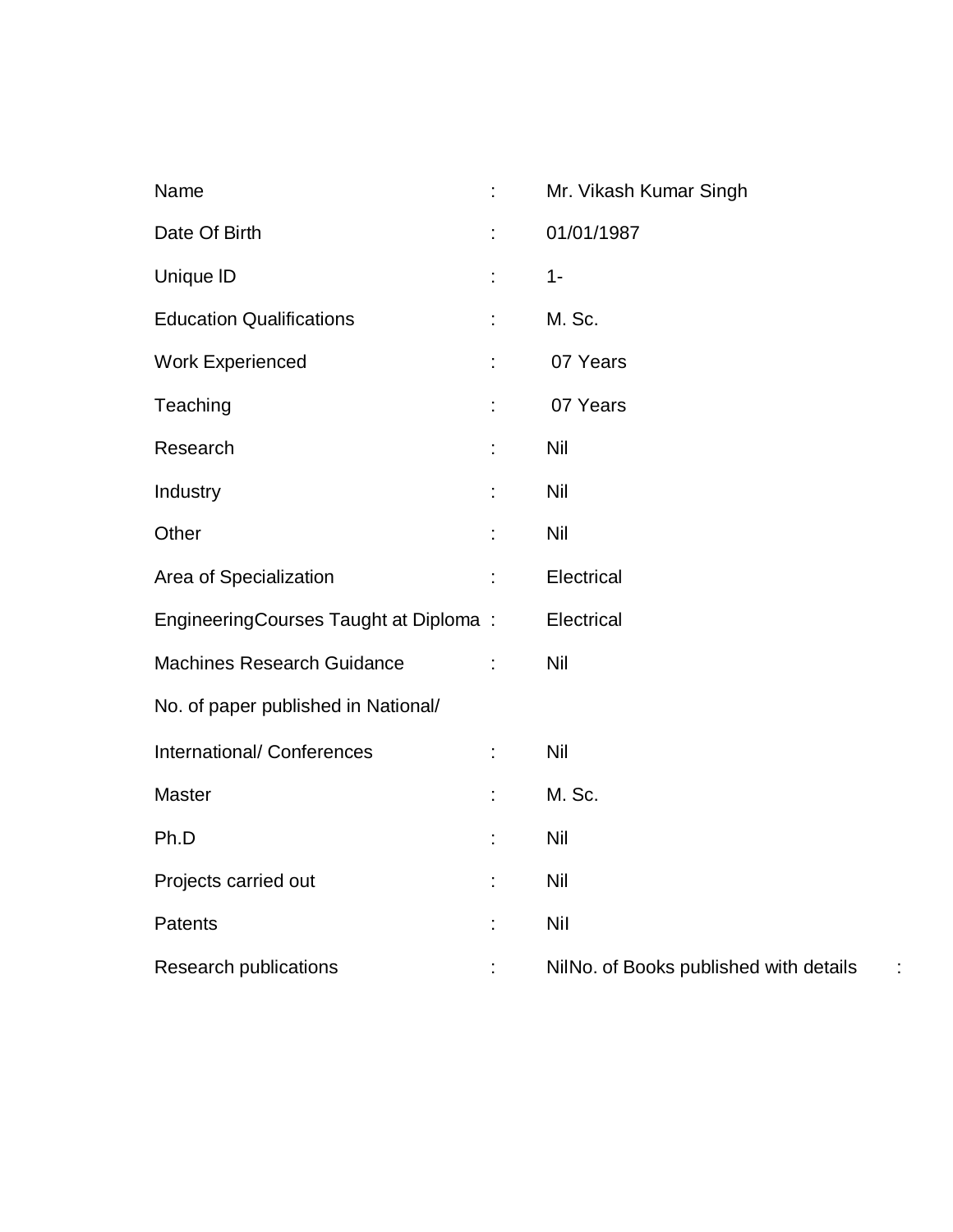| | | |
|---|---|---|
| Name | : | Mr. Vikash Kumar Singh |
| Date Of Birth | : | 01/01/1987 |
| Unique lD | : | 1- |
| Education Qualifications | : | M. Sc. |
| Work Experienced | : | 07 Years |
| Teaching | : | 07 Years |
| Research | : | Nil |
| Industry | : | Nil |
| Other | : | Nil |
| Area of Specialization | : | Electrical |
| EngineeringCourses Taught at Diploma | : | Electrical |
| Machines Research Guidance | : | Nil |
| No. of paper published in National/ | | |
| International/ Conferences | : | Nil |
| Master | : | M. Sc. |
| Ph.D | : | Nil |
| Projects carried out | : | Nil |
| Patents | : | NiI |
| Research publications | : | NilNo. of Books published with details : |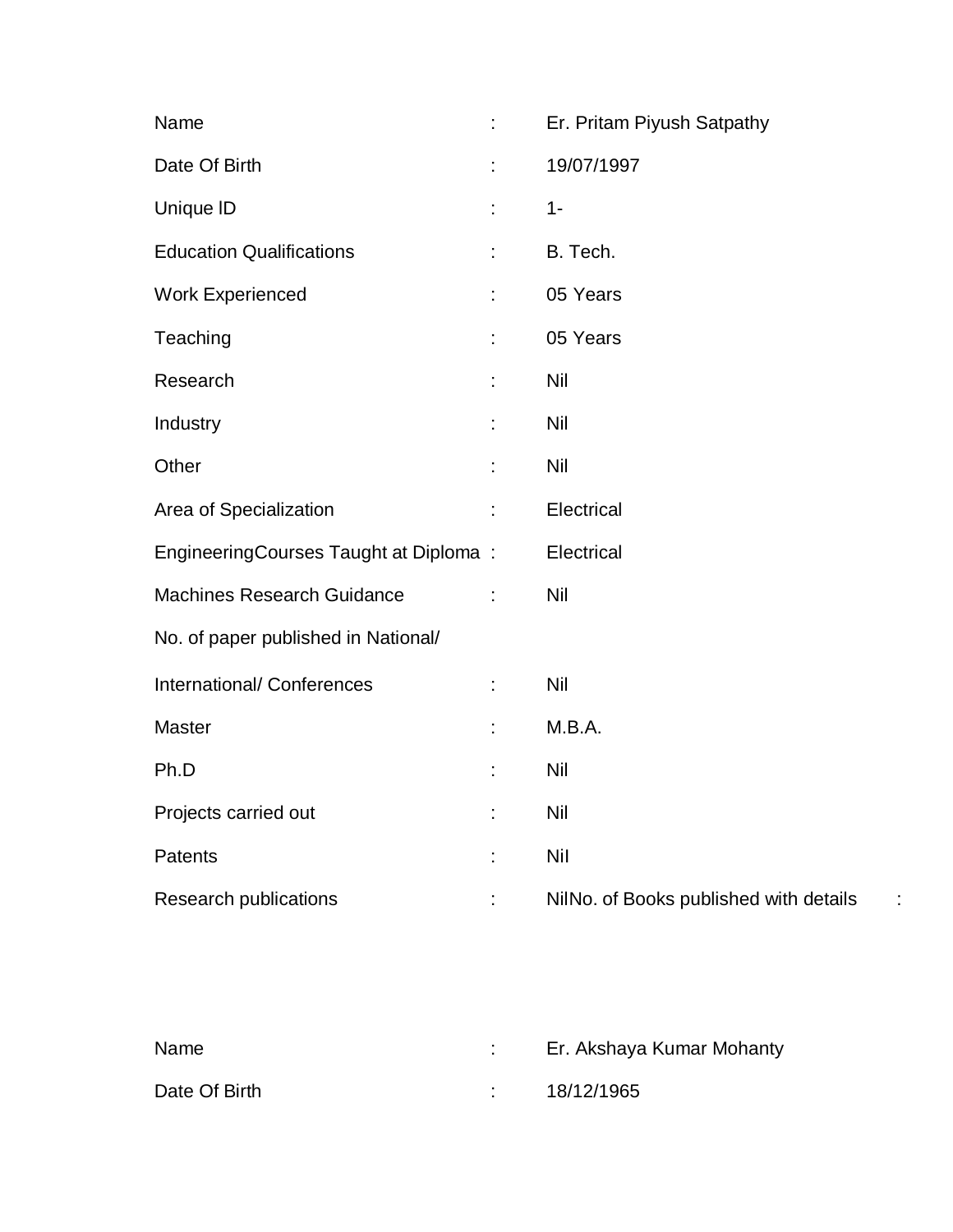| | | |
|---|---|---|
| Name | : | Er. Pritam Piyush Satpathy |
| Date Of Birth | : | 19/07/1997 |
| Unique lD | : | 1- |
| Education Qualifications | : | B. Tech. |
| Work Experienced | : | 05 Years |
| Teaching | : | 05 Years |
| Research | : | Nil |
| Industry | : | Nil |
| Other | : | Nil |
| Area of Specialization | : | Electrical |
| EngineeringCourses Taught at Diploma | : | Electrical |
| Machines Research Guidance | : | Nil |
| No. of paper published in National/ | | |
| International/ Conferences | : | Nil |
| Master | : | M.B.A. |
| Ph.D | : | Nil |
| Projects carried out | : | Nil |
| Patents | : | NiI |
| Research publications | : | NilNo. of Books published with details : |

| | | |
|---|---|---|
| Name | : | Er. Akshaya Kumar Mohanty |
| Date Of Birth | : | 18/12/1965 |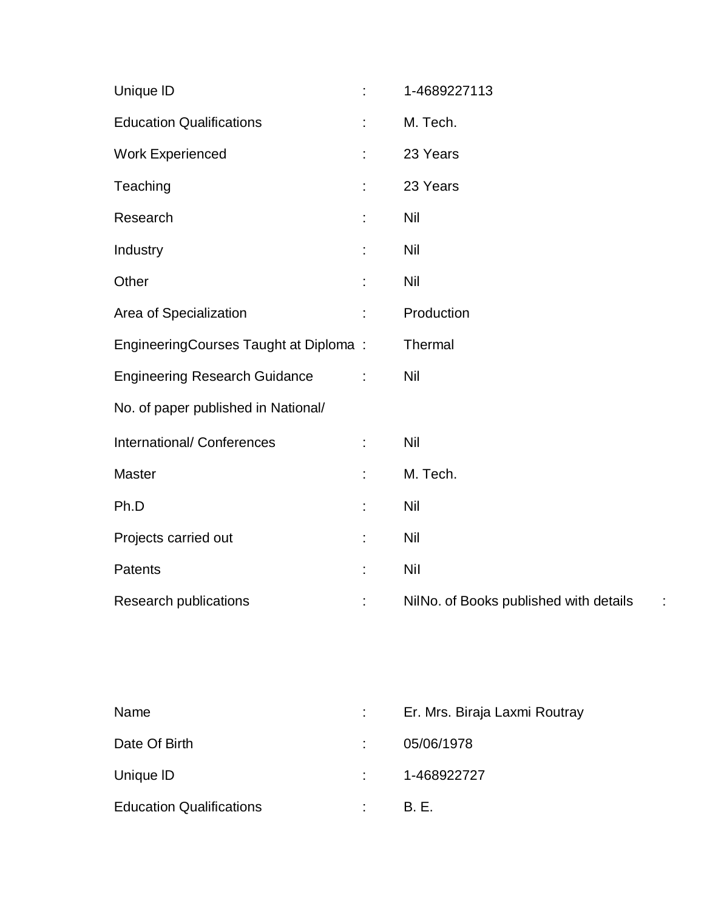| | | |
|---|---|---|
| Unique ID | : | 1-4689227113 |
| Education Qualifications | : | M. Tech. |
| Work Experienced | : | 23 Years |
| Teaching | : | 23 Years |
| Research | : | Nil |
| Industry | : | Nil |
| Other | : | Nil |
| Area of Specialization | : | Production |
| EngineeringCourses Taught at Diploma | : | Thermal |
| Engineering Research Guidance | : | Nil |
| No. of paper published in National/ International/ Conferences | : | Nil |
| Master | : | M. Tech. |
| Ph.D | : | Nil |
| Projects carried out | : | Nil |
| Patents | : | Nil |
| Research publications | : | NilNo. of Books published with details : |

| | | |
|---|---|---|
| Name | : | Er. Mrs. Biraja Laxmi Routray |
| Date Of Birth | : | 05/06/1978 |
| Unique ID | : | 1-468922727 |
| Education Qualifications | : | B. E. |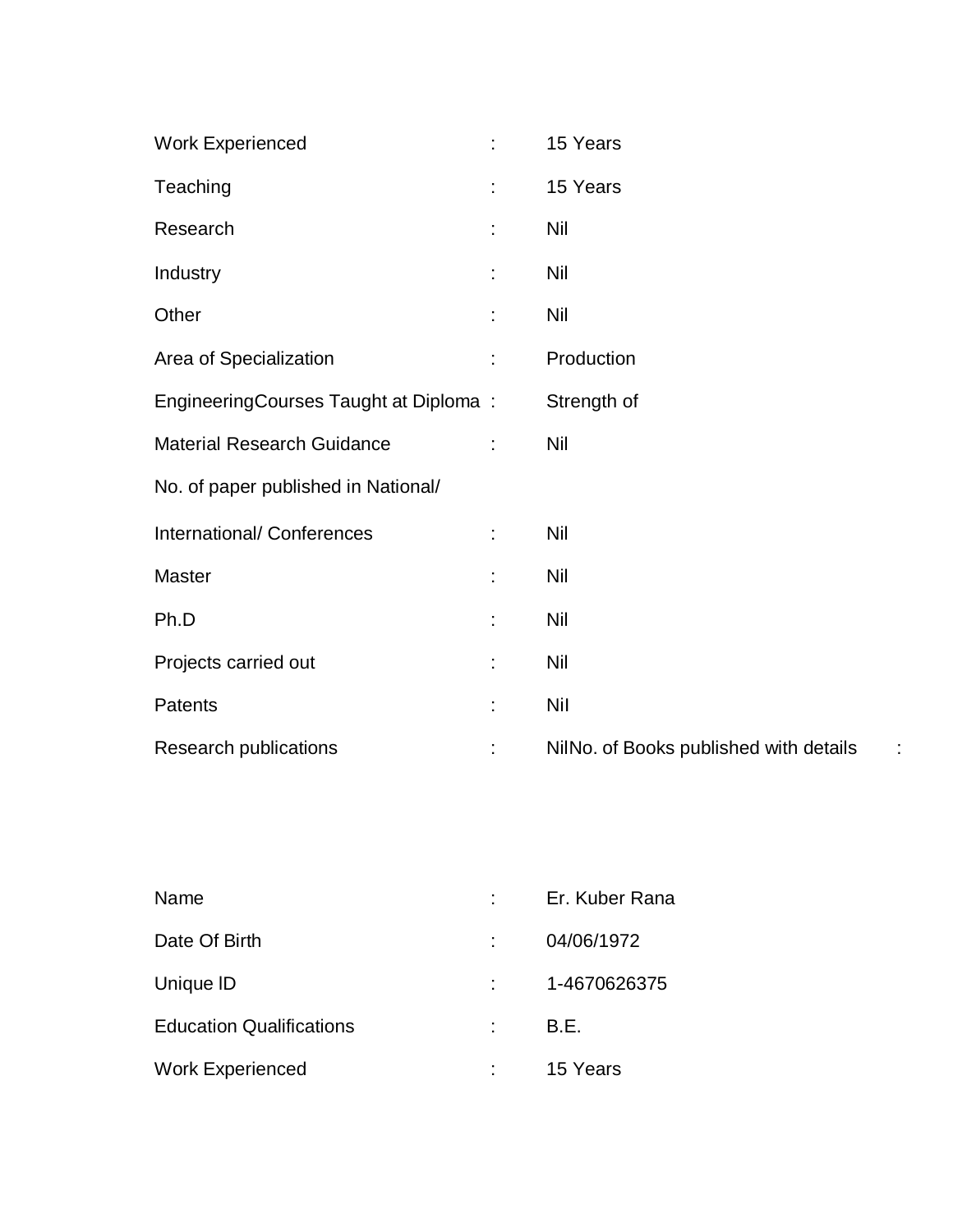| | | |
|---|---|---|
| Work Experienced | : | 15 Years |
| Teaching | : | 15 Years |
| Research | : | Nil |
| Industry | : | Nil |
| Other | : | Nil |
| Area of Specialization | : | Production |
| EngineeringCourses Taught at Diploma | : | Strength of |
| Material Research Guidance | : | Nil |
| No. of paper published in National/ | | |
| International/ Conferences | : | Nil |
| Master | : | Nil |
| Ph.D | : | Nil |
| Projects carried out | : | Nil |
| Patents | : | Nil |
| Research publications | : | NilNo. of Books published with details : |

| | | |
|---|---|---|
| Name | : | Er. Kuber Rana |
| Date Of Birth | : | 04/06/1972 |
| Unique ID | : | 1-4670626375 |
| Education Qualifications | : | B.E. |
| Work Experienced | : | 15 Years |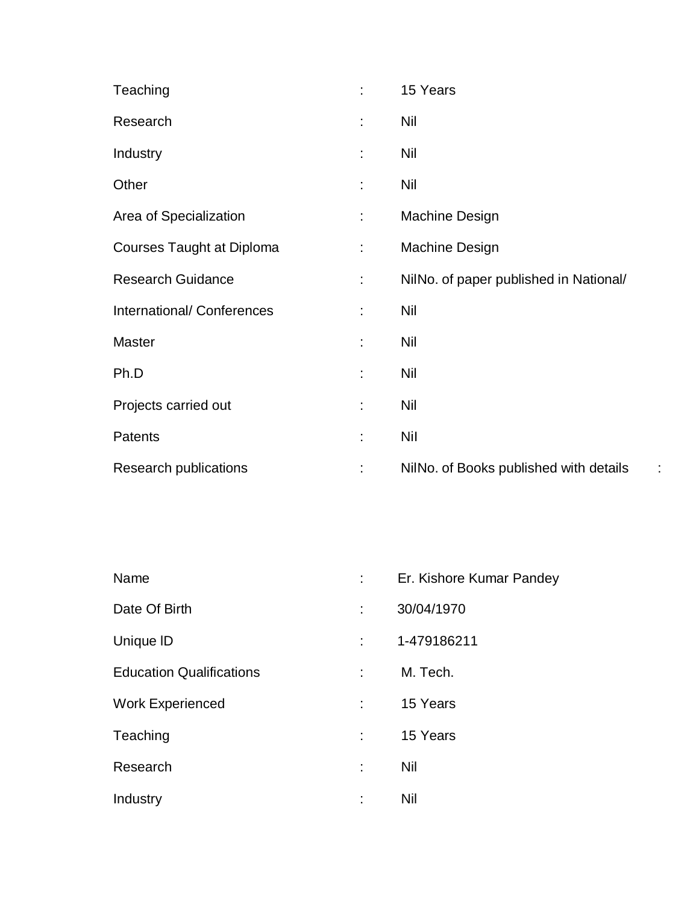| | | |
|---|---|---|
| Teaching | : | 15 Years |
| Research | : | Nil |
| Industry | : | Nil |
| Other | : | Nil |
| Area of Specialization | : | Machine Design |
| Courses Taught at Diploma | : | Machine Design |
| Research Guidance | : | NilNo. of paper published in National/ |
| International/ Conferences | : | Nil |
| Master | : | Nil |
| Ph.D | : | Nil |
| Projects carried out | : | Nil |
| Patents | : | NiI |
| Research publications | : | NilNo. of Books published with details : |

| | | |
|---|---|---|
| Name | : | Er. Kishore Kumar Pandey |
| Date Of Birth | : | 30/04/1970 |
| Unique ID | : | 1-479186211 |
| Education Qualifications | : | M. Tech. |
| Work Experienced | : | 15 Years |
| Teaching | : | 15 Years |
| Research | : | Nil |
| Industry | : | Nil |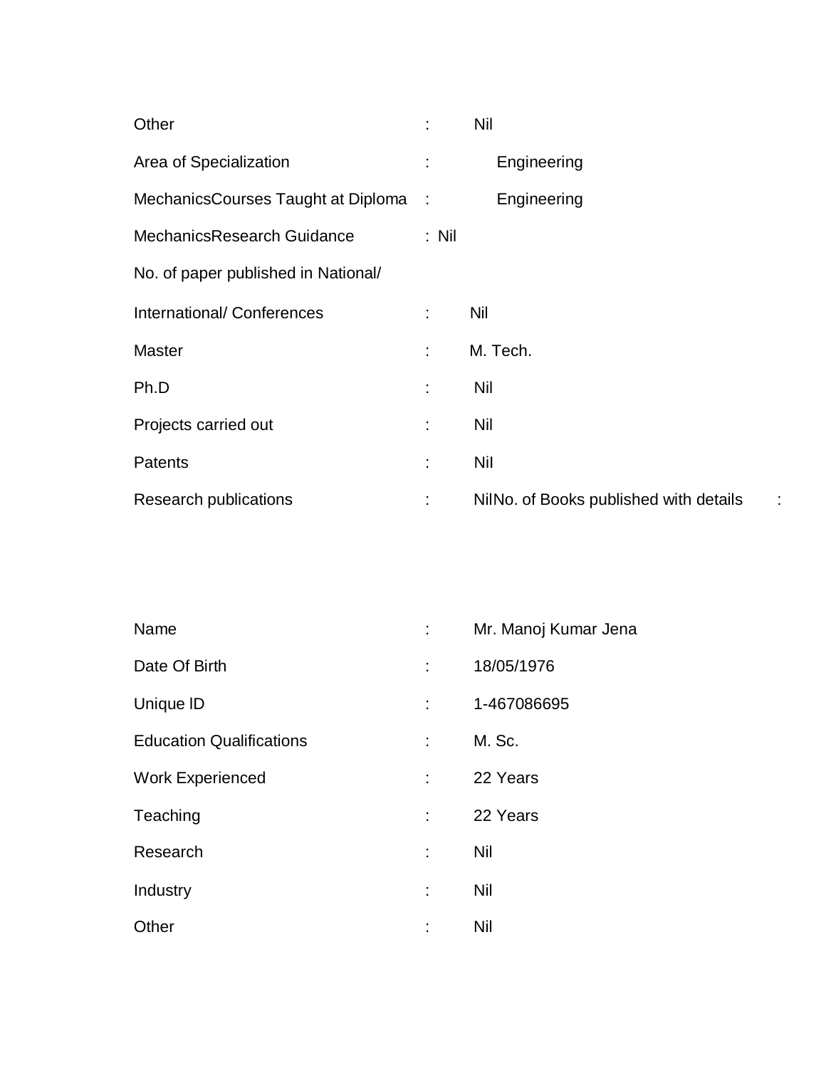| | | |
|---|---|---|
| Other | : | Nil |
| Area of Specialization | : | Engineering |
| MechanicsCourses Taught at Diploma | : | Engineering |
| MechanicsResearch Guidance | : | Nil |
| No. of paper published in National/ | | |
| International/ Conferences | : | Nil |
| Master | : | M. Tech. |
| Ph.D | : | Nil |
| Projects carried out | : | Nil |
| Patents | : | Nil |
| Research publications | : | NilNo. of Books published with details : |

| | | |
|---|---|---|
| Name | : | Mr. Manoj Kumar Jena |
| Date Of Birth | : | 18/05/1976 |
| Unique ID | : | 1-467086695 |
| Education Qualifications | : | M. Sc. |
| Work Experienced | : | 22 Years |
| Teaching | : | 22 Years |
| Research | : | Nil |
| Industry | : | Nil |
| Other | : | Nil |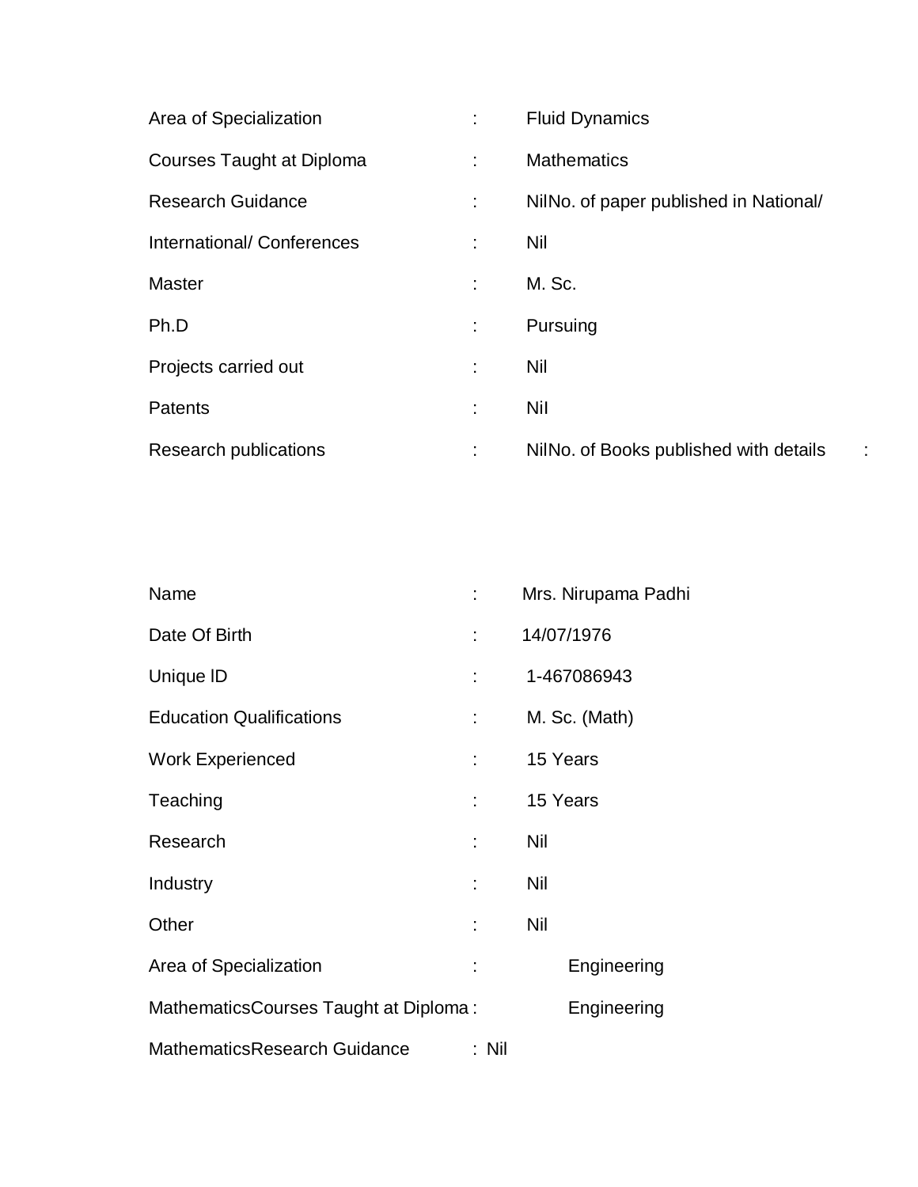| | | |
|---|---|---|
| Area of Specialization | : | Fluid Dynamics |
| Courses Taught at Diploma | : | Mathematics |
| Research Guidance | : | NilNo. of paper published in National/ |
| International/ Conferences | : | Nil |
| Master | : | M. Sc. |
| Ph.D | : | Pursuing |
| Projects carried out | : | Nil |
| Patents | : | Nil |
| Research publications | : | NilNo. of Books published with details : |

| | | |
|---|---|---|
| Name | : | Mrs. Nirupama Padhi |
| Date Of Birth | : | 14/07/1976 |
| Unique ID | : | 1-467086943 |
| Education Qualifications | : | M. Sc. (Math) |
| Work Experienced | : | 15 Years |
| Teaching | : | 15 Years |
| Research | : | Nil |
| Industry | : | Nil |
| Other | : | Nil |
| Area of Specialization | : | Engineering |
| MathematicsCourses Taught at Diploma | : | Engineering |
| MathematicsResearch Guidance | : | Nil |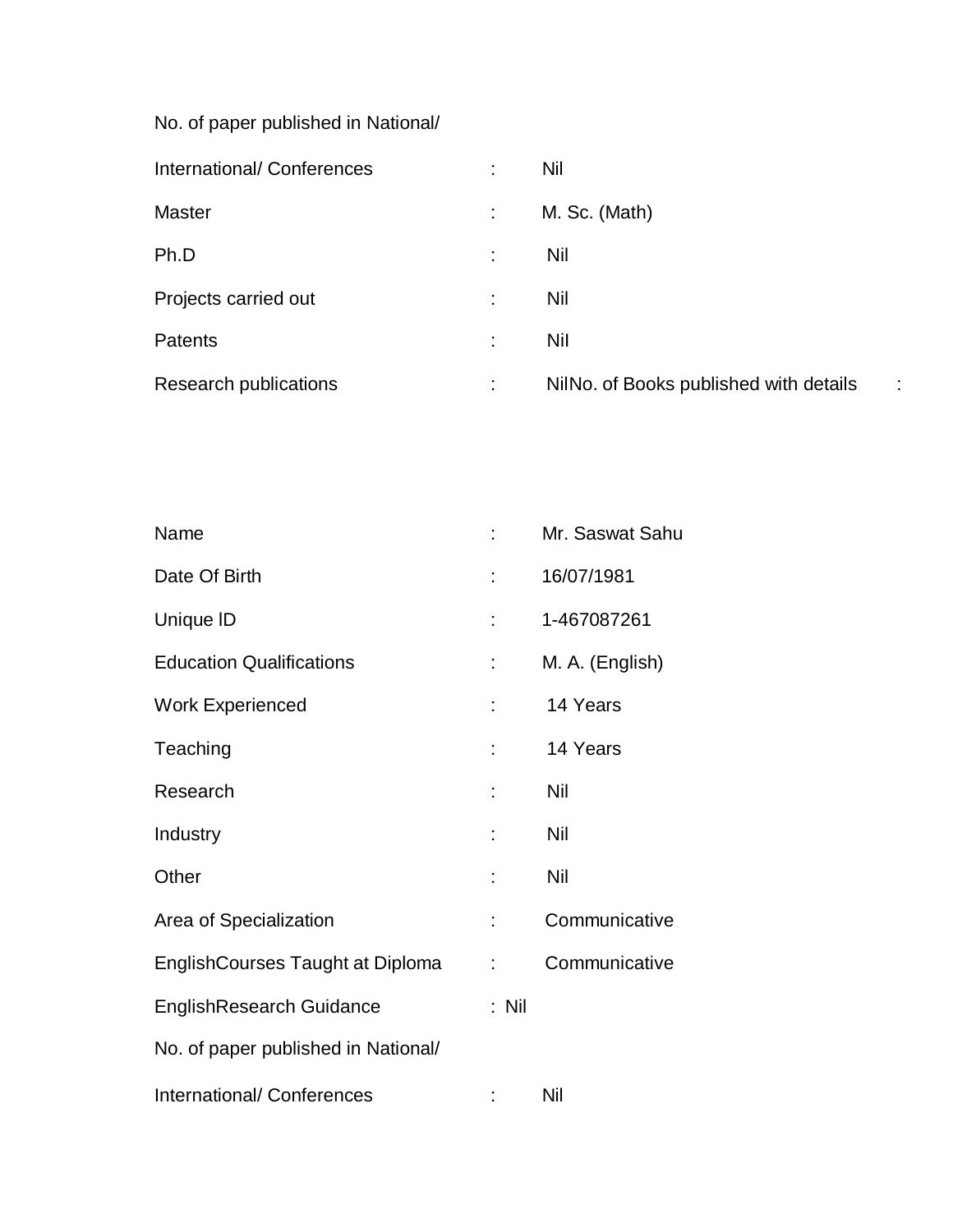No. of paper published in National/

International/ Conferences : Nil

Master : M. Sc. (Math)

Ph.D : Nil

Projects carried out : Nil

Patents : Nil

Research publications : NilNo. of Books published with details :

Name : Mr. Saswat Sahu

Date Of Birth : 16/07/1981

Unique ID : 1-467087261

Education Qualifications : M. A. (English)

Work Experienced : 14 Years

Teaching : 14 Years

Research : Nil

Industry : Nil

Other : Nil

Area of Specialization : Communicative

EnglishCourses Taught at Diploma : Communicative

EnglishResearch Guidance : Nil

No. of paper published in National/

International/ Conferences : Nil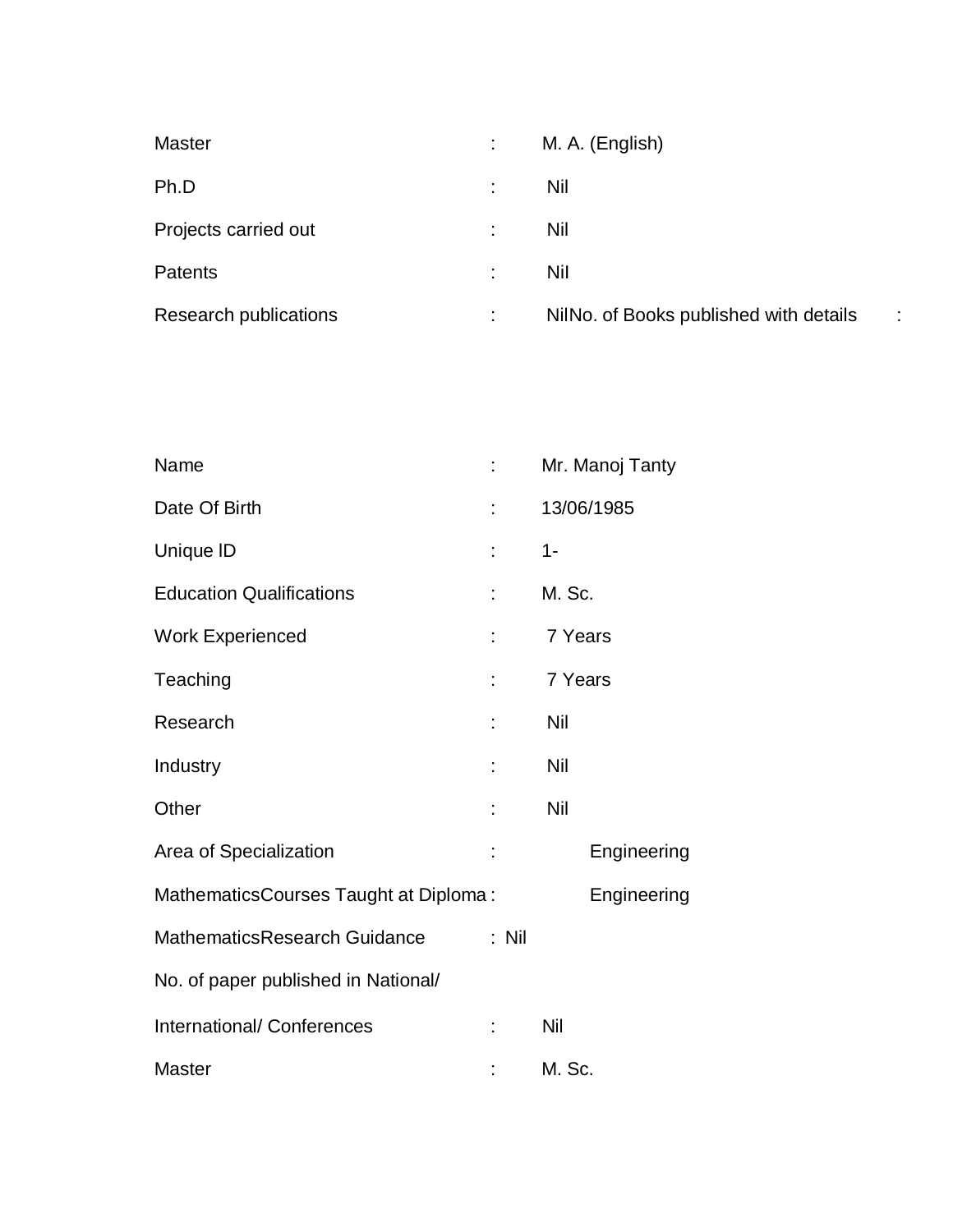Master : M. A. (English)

Ph.D : Nil

Projects carried out : Nil

Patents : Nil

Research publications : NilNo. of Books published with details :

Name : Mr. Manoj Tanty

Date Of Birth : 13/06/1985

Unique lD : 1-

Education Qualifications : M. Sc.

Work Experienced : 7 Years

Teaching : 7 Years

Research : Nil

Industry : Nil

Other : Nil

Area of Specialization : Engineering

MathematicsCourses Taught at Diploma : Engineering

MathematicsResearch Guidance : Nil

No. of paper published in National/

International/ Conferences : Nil

Master : M. Sc.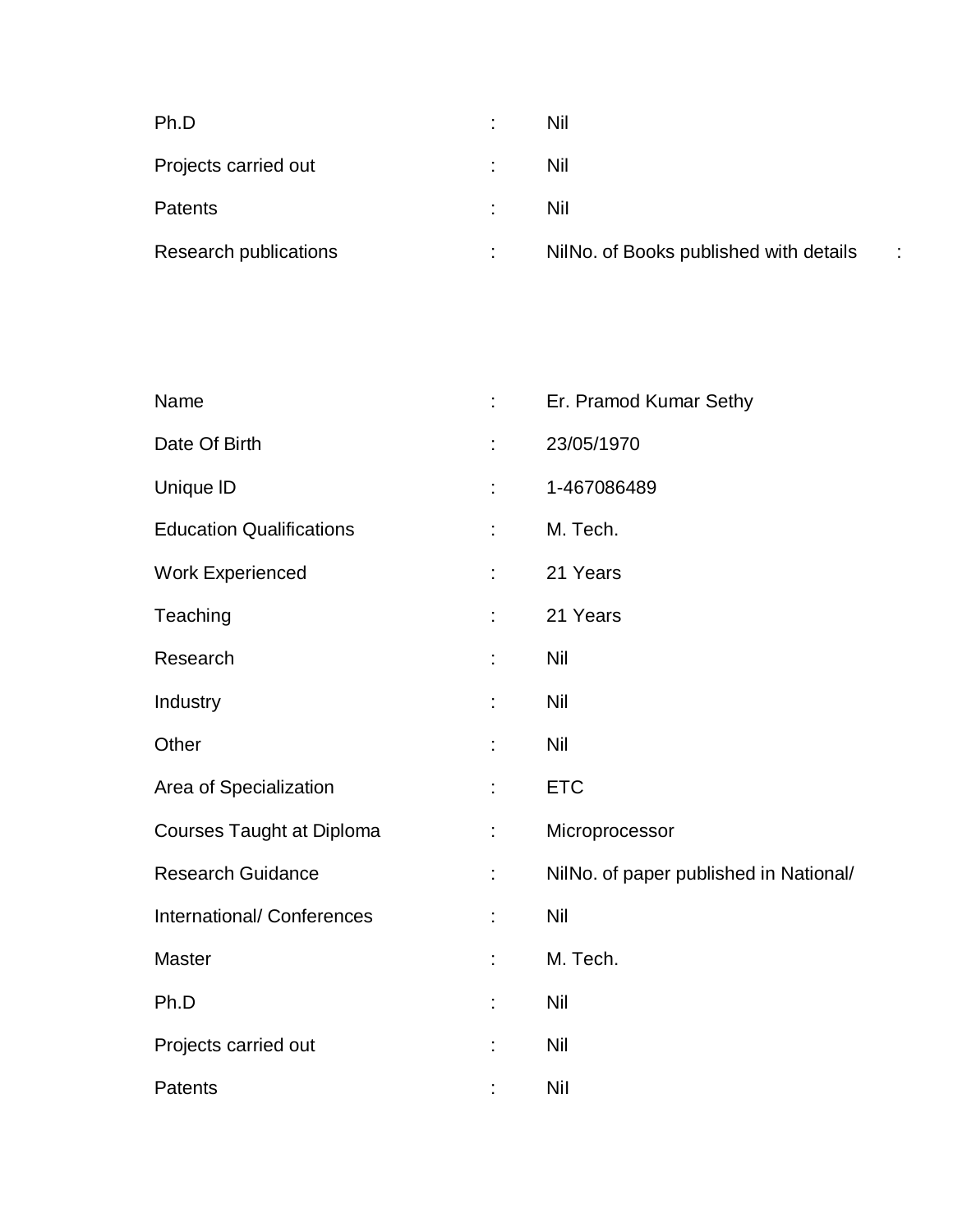| | | |
|---|---|---|
| Ph.D | : | Nil |
| Projects carried out | : | Nil |
| Patents | : | Nil |
| Research publications | : | NilNo. of Books published with details : |

| | | |
|---|---|---|
| Name | : | Er. Pramod Kumar Sethy |
| Date Of Birth | : | 23/05/1970 |
| Unique ID | : | 1-467086489 |
| Education Qualifications | : | M. Tech. |
| Work Experienced | : | 21 Years |
| Teaching | : | 21 Years |
| Research | : | Nil |
| Industry | : | Nil |
| Other | : | Nil |
| Area of Specialization | : | ETC |
| Courses Taught at Diploma | : | Microprocessor |
| Research Guidance | : | NilNo. of paper published in National/ |
| International/ Conferences | : | Nil |
| Master | : | M. Tech. |
| Ph.D | : | Nil |
| Projects carried out | : | Nil |
| Patents | : | Nil |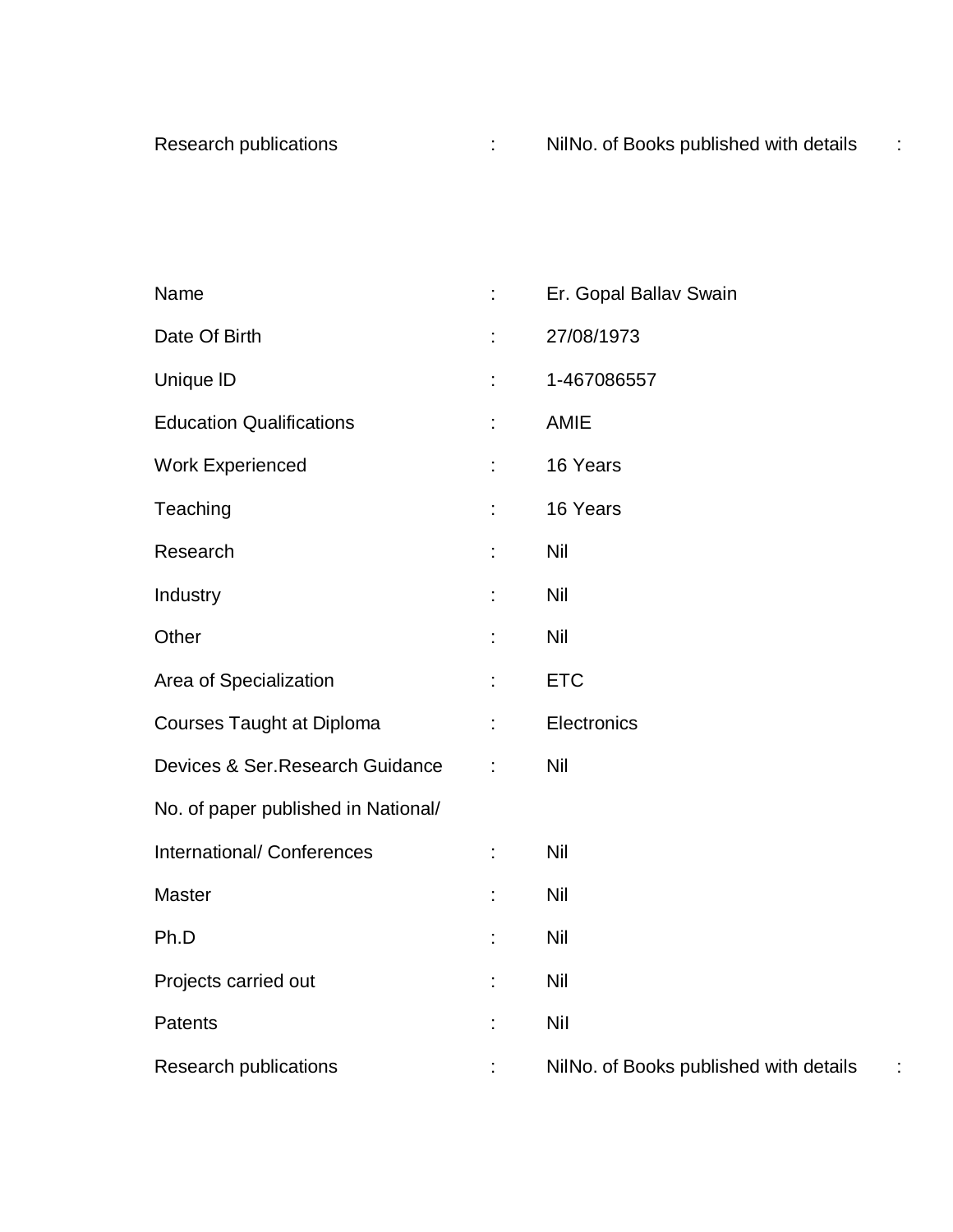| | | |
|---|---|---|
| Research publications | : | NilNo. of Books published with details : |

| | | |
|---|---|---|
| Name | : | Er. Gopal Ballav Swain |
| Date Of Birth | : | 27/08/1973 |
| Unique lD | : | 1-467086557 |
| Education Qualifications | : | AMIE |
| Work Experienced | : | 16 Years |
| Teaching | : | 16 Years |
| Research | : | Nil |
| Industry | : | Nil |
| Other | : | Nil |
| Area of Specialization | : | ETC |
| Courses Taught at Diploma | : | Electronics |
| Devices & Ser.Research Guidance | : | Nil |
| No. of paper published in National/ | | |
| International/ Conferences | : | Nil |
| Master | : | Nil |
| Ph.D | : | Nil |
| Projects carried out | : | Nil |
| Patents | : | NiI |
| Research publications | : | NilNo. of Books published with details : |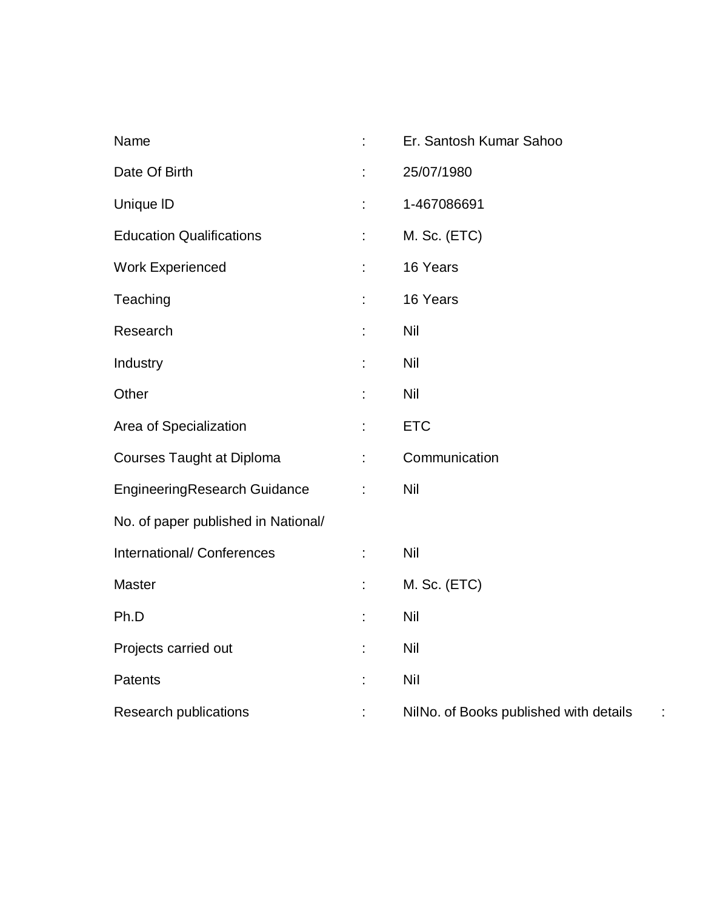| | | |
|---|---|---|
| Name | : | Er. Santosh Kumar Sahoo |
| Date Of Birth | : | 25/07/1980 |
| Unique lD | : | 1-467086691 |
| Education Qualifications | : | M. Sc. (ETC) |
| Work Experienced | : | 16 Years |
| Teaching | : | 16 Years |
| Research | : | Nil |
| Industry | : | Nil |
| Other | : | Nil |
| Area of Specialization | : | ETC |
| Courses Taught at Diploma | : | Communication |
| EngineeringResearch Guidance | : | Nil |
| No. of paper published in National/ International/ Conferences | : | Nil |
| Master | : | M. Sc. (ETC) |
| Ph.D | : | Nil |
| Projects carried out | : | Nil |
| Patents | : | NiI |
| Research publications | : | NilNo. of Books published with details : |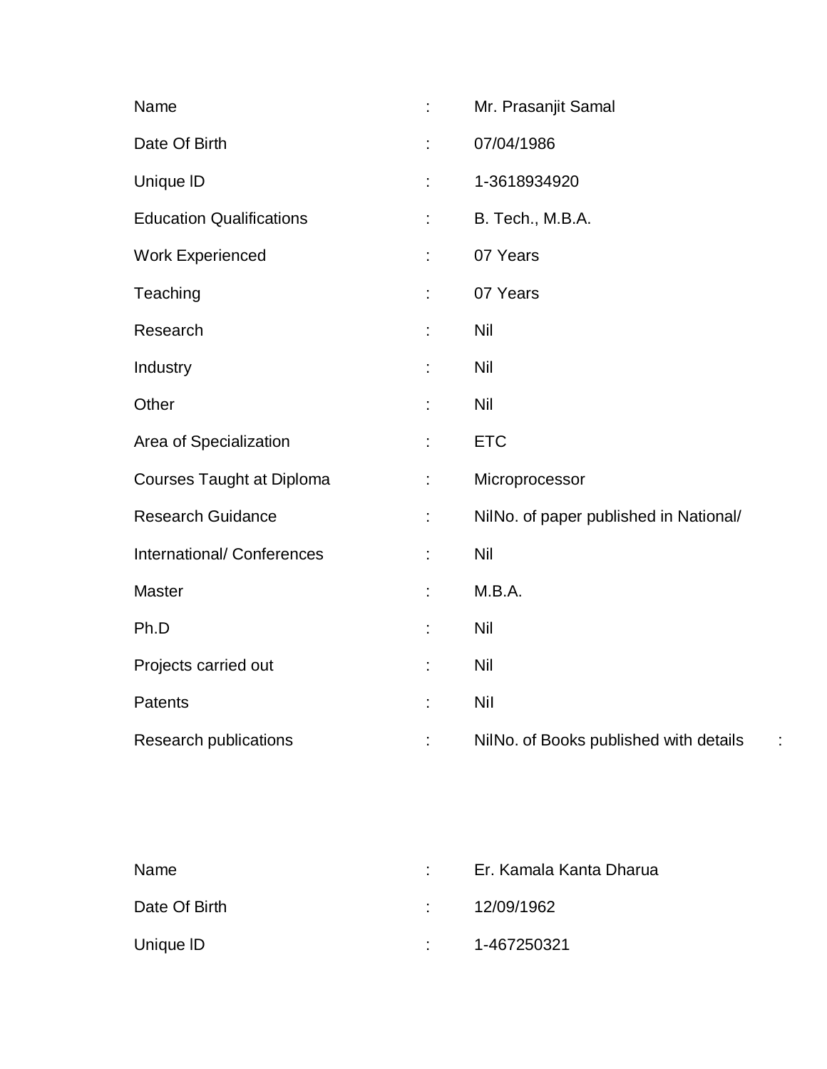| | | |
|---|---|---|
| Name | : | Mr. Prasanjit Samal |
| Date Of Birth | : | 07/04/1986 |
| Unique ID | : | 1-3618934920 |
| Education Qualifications | : | B. Tech., M.B.A. |
| Work Experienced | : | 07 Years |
| Teaching | : | 07 Years |
| Research | : | Nil |
| Industry | : | Nil |
| Other | : | Nil |
| Area of Specialization | : | ETC |
| Courses Taught at Diploma | : | Microprocessor |
| Research Guidance | : | NilNo. of paper published in National/ |
| International/ Conferences | : | Nil |
| Master | : | M.B.A. |
| Ph.D | : | Nil |
| Projects carried out | : | Nil |
| Patents | : | Nil |
| Research publications | : | NilNo. of Books published with details : |

| | | |
|---|---|---|
| Name | : | Er. Kamala Kanta Dharua |
| Date Of Birth | : | 12/09/1962 |
| Unique ID | : | 1-467250321 |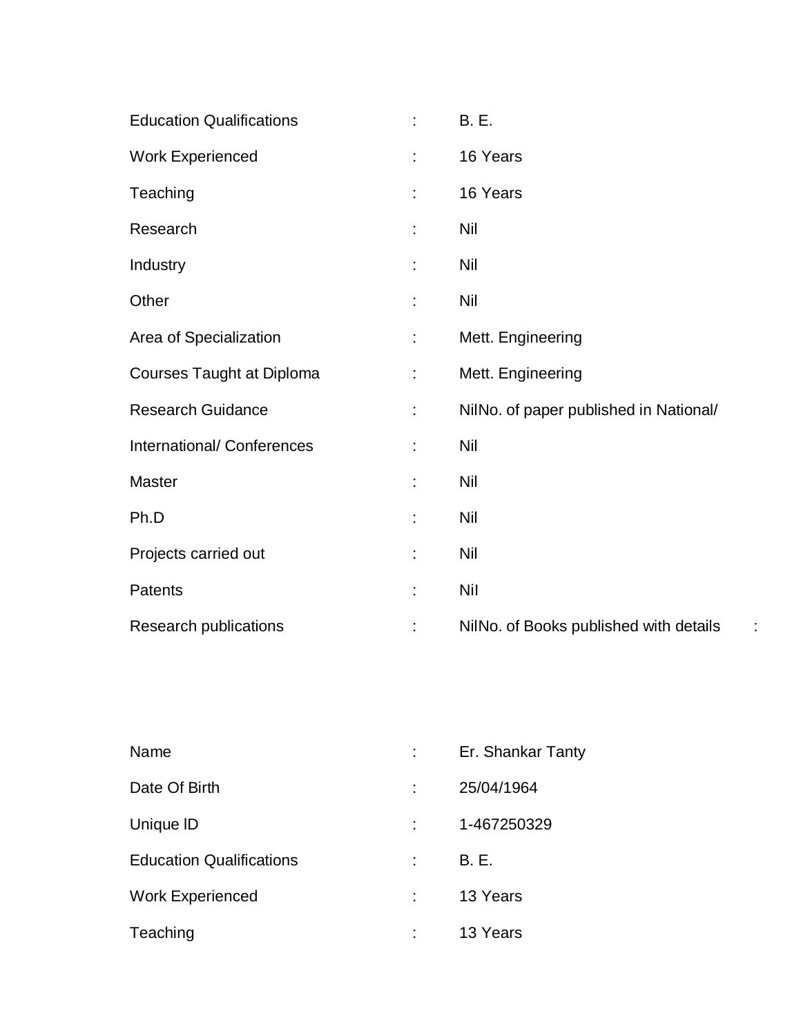| | | |
|---|---|---|
| Education Qualifications | : | B. E. |
| Work Experienced | : | 16 Years |
| Teaching | : | 16 Years |
| Research | : | Nil |
| Industry | : | Nil |
| Other | : | Nil |
| Area of Specialization | : | Mett. Engineering |
| Courses Taught at Diploma | : | Mett. Engineering |
| Research Guidance | : | NilNo. of paper published in National/ |
| International/ Conferences | : | Nil |
| Master | : | Nil |
| Ph.D | : | Nil |
| Projects carried out | : | Nil |
| Patents | : | Nil |
| Research publications | : | NilNo. of Books published with details : |

| | | |
|---|---|---|
| Name | : | Er. Shankar Tanty |
| Date Of Birth | : | 25/04/1964 |
| Unique ID | : | 1-467250329 |
| Education Qualifications | : | B. E. |
| Work Experienced | : | 13 Years |
| Teaching | : | 13 Years |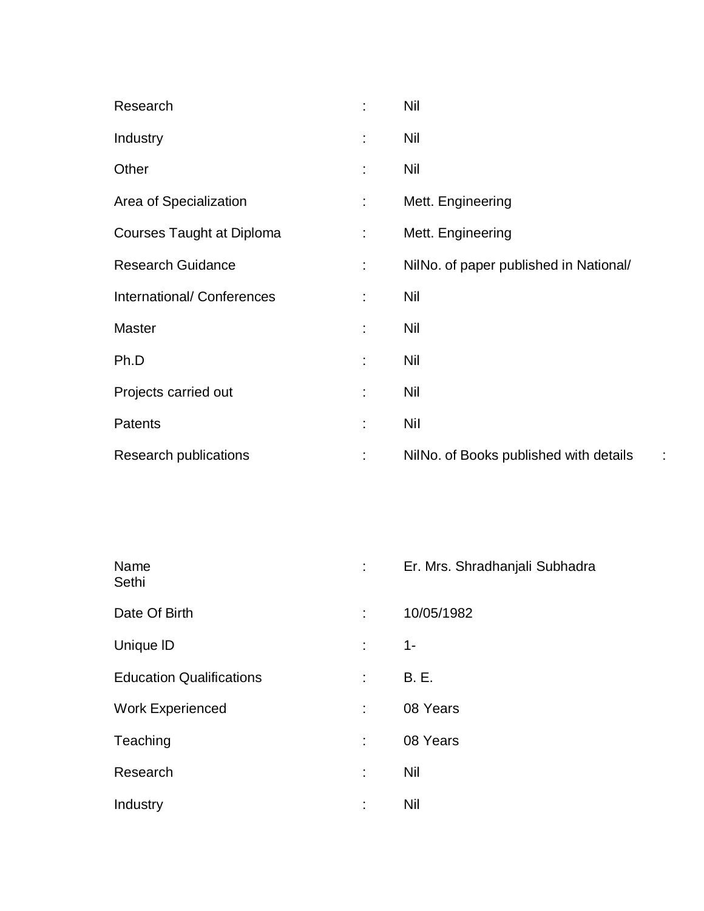| | | |
|---|---|---|
| Research | : | Nil |
| Industry | : | Nil |
| Other | : | Nil |
| Area of Specialization | : | Mett. Engineering |
| Courses Taught at Diploma | : | Mett. Engineering |
| Research Guidance | : | NilNo. of paper published in National/ |
| International/ Conferences | : | Nil |
| Master | : | Nil |
| Ph.D | : | Nil |
| Projects carried out | : | Nil |
| Patents | : | Nil |
| Research publications | : | NilNo. of Books published with details : |

| | | |
|---|---|---|
| Name Sethi | : | Er. Mrs. Shradhanjali Subhadra |
| Date Of Birth | : | 10/05/1982 |
| Unique ID | : | 1- |
| Education Qualifications | : | B. E. |
| Work Experienced | : | 08 Years |
| Teaching | : | 08 Years |
| Research | : | Nil |
| Industry | : | Nil |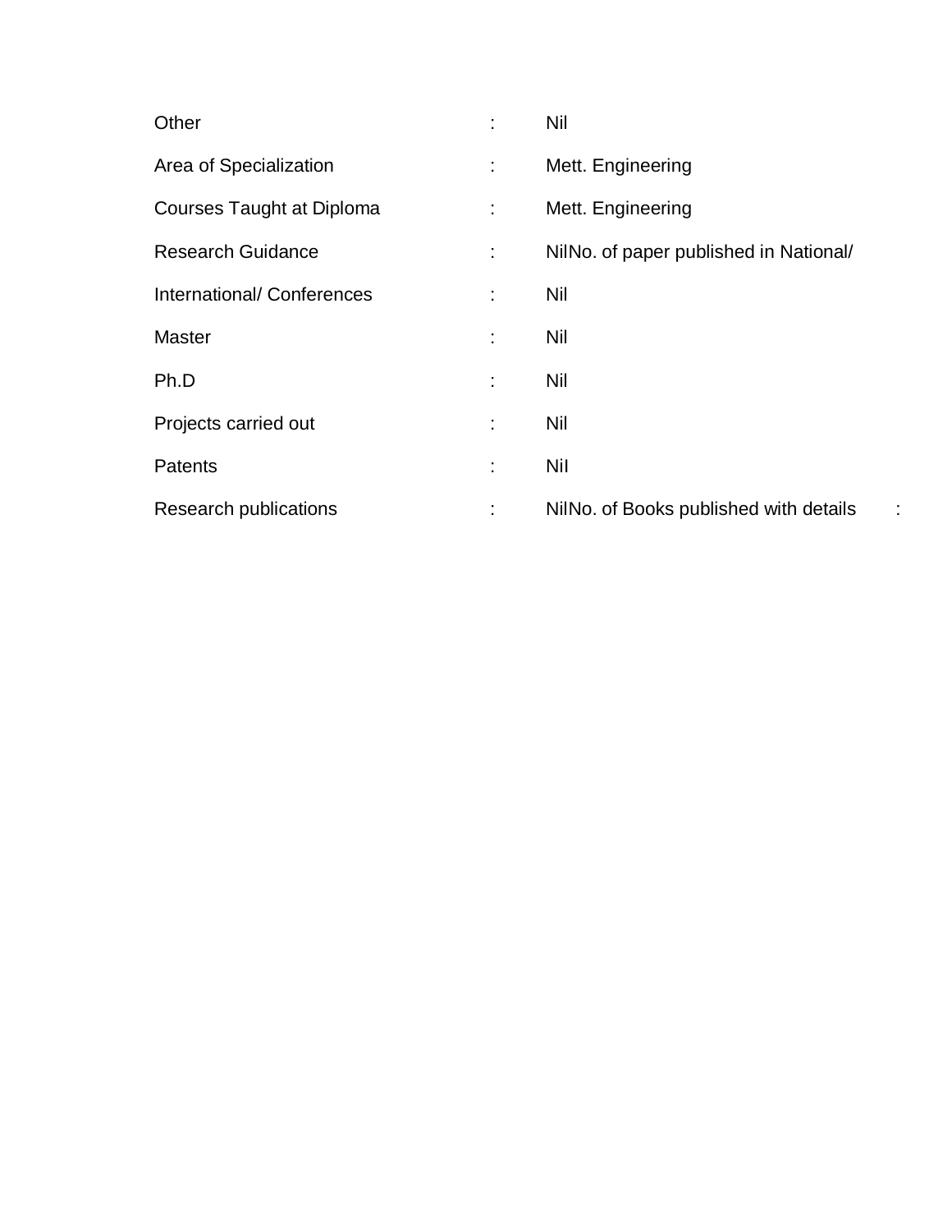| | | |
|---|---|---|
| Other | : | Nil |
| Area of Specialization | : | Mett. Engineering |
| Courses Taught at Diploma | : | Mett. Engineering |
| Research Guidance | : | NilNo. of paper published in National/ |
| International/ Conferences | : | Nil |
| Master | : | Nil |
| Ph.D | : | Nil |
| Projects carried out | : | Nil |
| Patents | : | NiI |
| Research publications | : | NilNo. of Books published with details : |